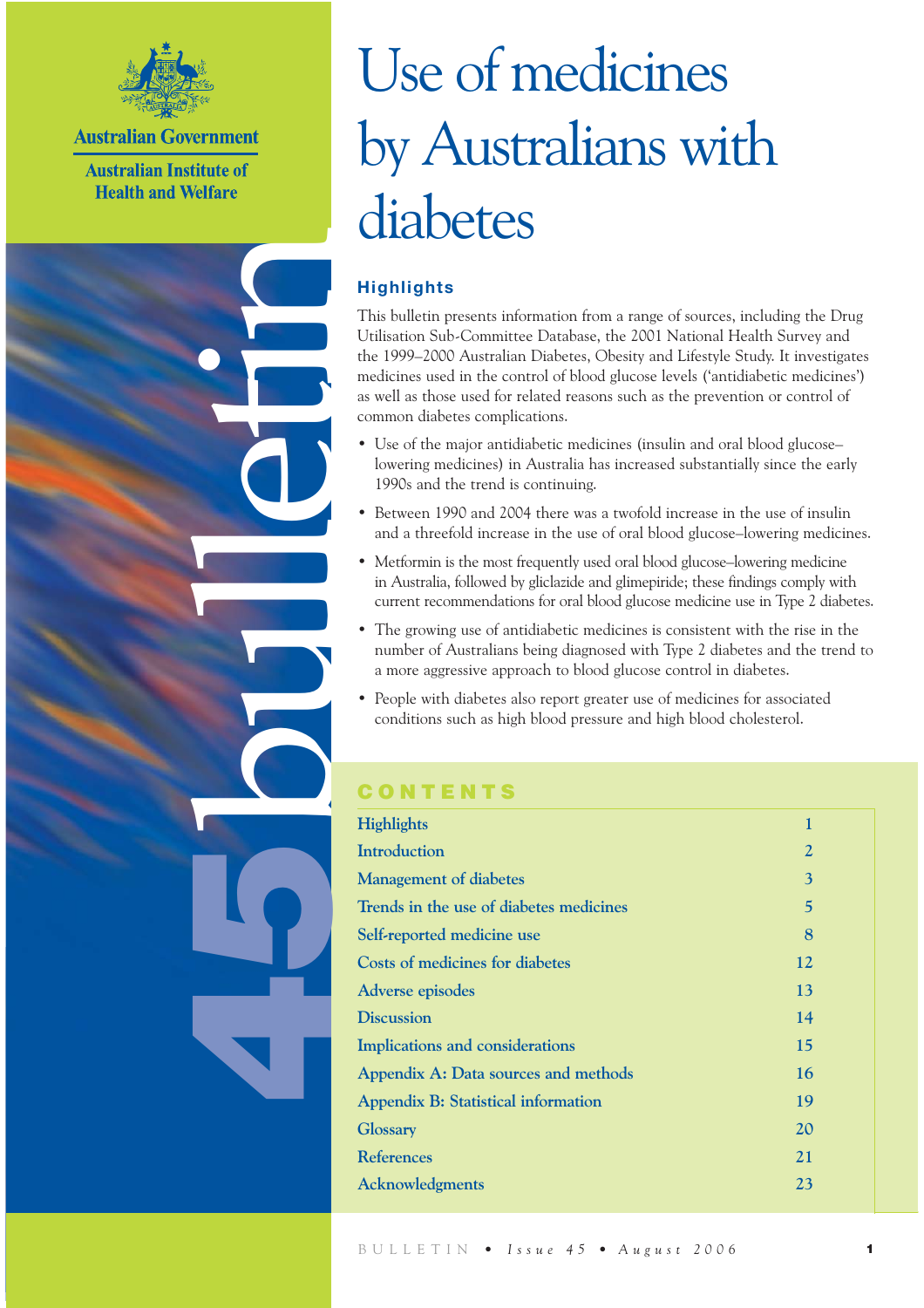Australian Government

Australian Institute of Health and Welfare

45 bulletin

# Use of medicines by Australians with diabetes

## Highlights

This bulletin presents information from a range of sources, including the Drug Utilisation Sub-Committee Database, the 2001 National Health Survey and the 1999–2000 Australian Diabetes, Obesity and Lifestyle Study. It investigates medicines used in the control of blood glucose levels ('antidiabetic medicines') as well as those used for related reasons such as the prevention or control of common diabetes complications.

- Use of the major antidiabetic medicines (insulin and oral blood glucose–lowering medicines) in Australia has increased substantially since the early 1990s and the trend is continuing.
- Between 1990 and 2004 there was a twofold increase in the use of insulin and a threefold increase in the use of oral blood glucose–lowering medicines.
- Metformin is the most frequently used oral blood glucose–lowering medicine in Australia, followed by gliclazide and glimepiride; these findings comply with current recommendations for oral blood glucose medicine use in Type 2 diabetes.
- The growing use of antidiabetic medicines is consistent with the rise in the number of Australians being diagnosed with Type 2 diabetes and the trend to a more aggressive approach to blood glucose control in diabetes.
- People with diabetes also report greater use of medicines for associated conditions such as high blood pressure and high blood cholesterol.

## CONTENTS

| | |
|---|---|
| Highlights | 1 |
| Introduction | 2 |
| Management of diabetes | 3 |
| Trends in the use of diabetes medicines | 5 |
| Self-reported medicine use | 8 |
| Costs of medicines for diabetes | 12 |
| Adverse episodes | 13 |
| Discussion | 14 |
| Implications and considerations | 15 |
| Appendix A: Data sources and methods | 16 |
| Appendix B: Statistical information | 19 |
| Glossary | 20 |
| References | 21 |
| Acknowledgments | 23 |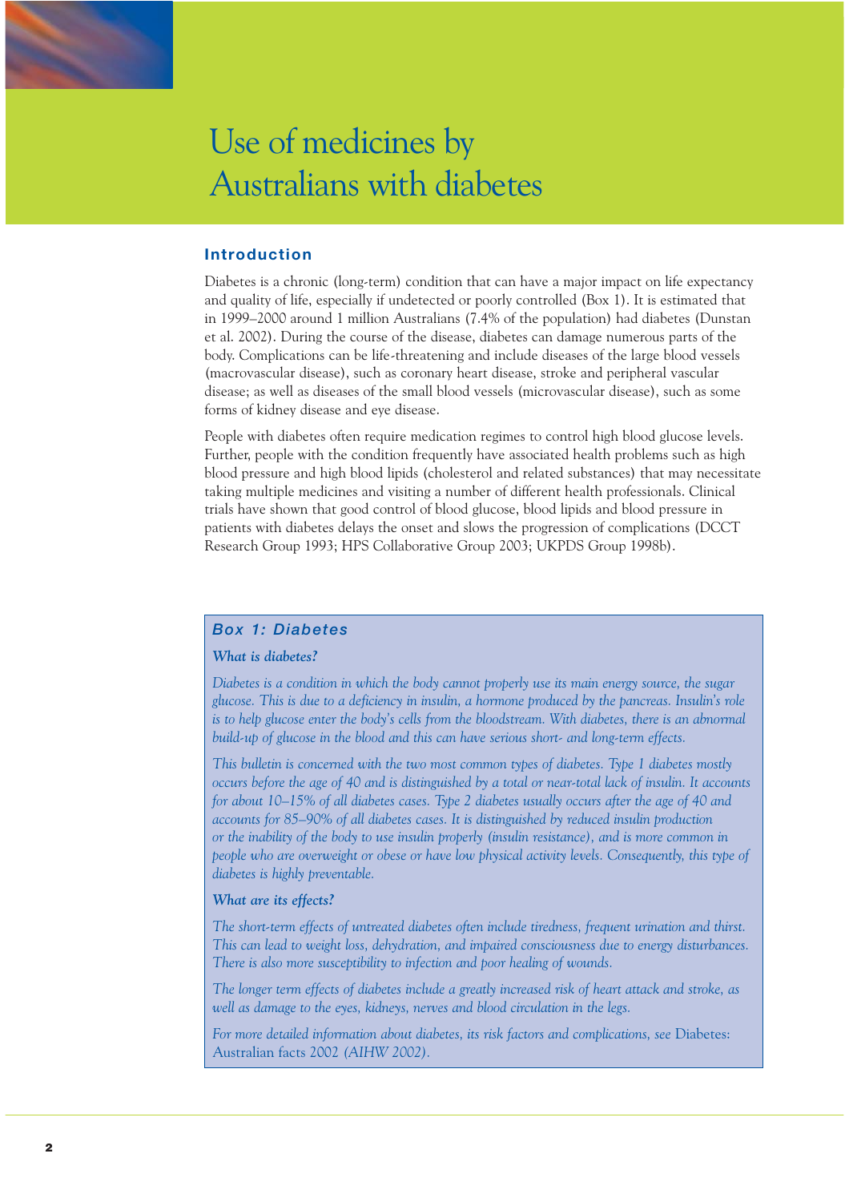# Use of medicines by Australians with diabetes

## Introduction

Diabetes is a chronic (long-term) condition that can have a major impact on life expectancy and quality of life, especially if undetected or poorly controlled (Box 1). It is estimated that in 1999–2000 around 1 million Australians (7.4% of the population) had diabetes (Dunstan et al. 2002). During the course of the disease, diabetes can damage numerous parts of the body. Complications can be life-threatening and include diseases of the large blood vessels (macrovascular disease), such as coronary heart disease, stroke and peripheral vascular disease; as well as diseases of the small blood vessels (microvascular disease), such as some forms of kidney disease and eye disease.

People with diabetes often require medication regimes to control high blood glucose levels. Further, people with the condition frequently have associated health problems such as high blood pressure and high blood lipids (cholesterol and related substances) that may necessitate taking multiple medicines and visiting a number of different health professionals. Clinical trials have shown that good control of blood glucose, blood lipids and blood pressure in patients with diabetes delays the onset and slows the progression of complications (DCCT Research Group 1993; HPS Collaborative Group 2003; UKPDS Group 1998b).

### Box 1: Diabetes

**What is diabetes?**

*Diabetes is a condition in which the body cannot properly use its main energy source, the sugar glucose. This is due to a deficiency in insulin, a hormone produced by the pancreas. Insulin's role is to help glucose enter the body's cells from the bloodstream. With diabetes, there is an abnormal build-up of glucose in the blood and this can have serious short- and long-term effects.*

*This bulletin is concerned with the two most common types of diabetes. Type 1 diabetes mostly occurs before the age of 40 and is distinguished by a total or near-total lack of insulin. It accounts for about 10–15% of all diabetes cases. Type 2 diabetes usually occurs after the age of 40 and accounts for 85–90% of all diabetes cases. It is distinguished by reduced insulin production or the inability of the body to use insulin properly (insulin resistance), and is more common in people who are overweight or obese or have low physical activity levels. Consequently, this type of diabetes is highly preventable.*

**What are its effects?**

*The short-term effects of untreated diabetes often include tiredness, frequent urination and thirst. This can lead to weight loss, dehydration, and impaired consciousness due to energy disturbances. There is also more susceptibility to infection and poor healing of wounds.*

*The longer term effects of diabetes include a greatly increased risk of heart attack and stroke, as well as damage to the eyes, kidneys, nerves and blood circulation in the legs.*

*For more detailed information about diabetes, its risk factors and complications, see* Diabetes: Australian facts 2002 *(AIHW 2002).*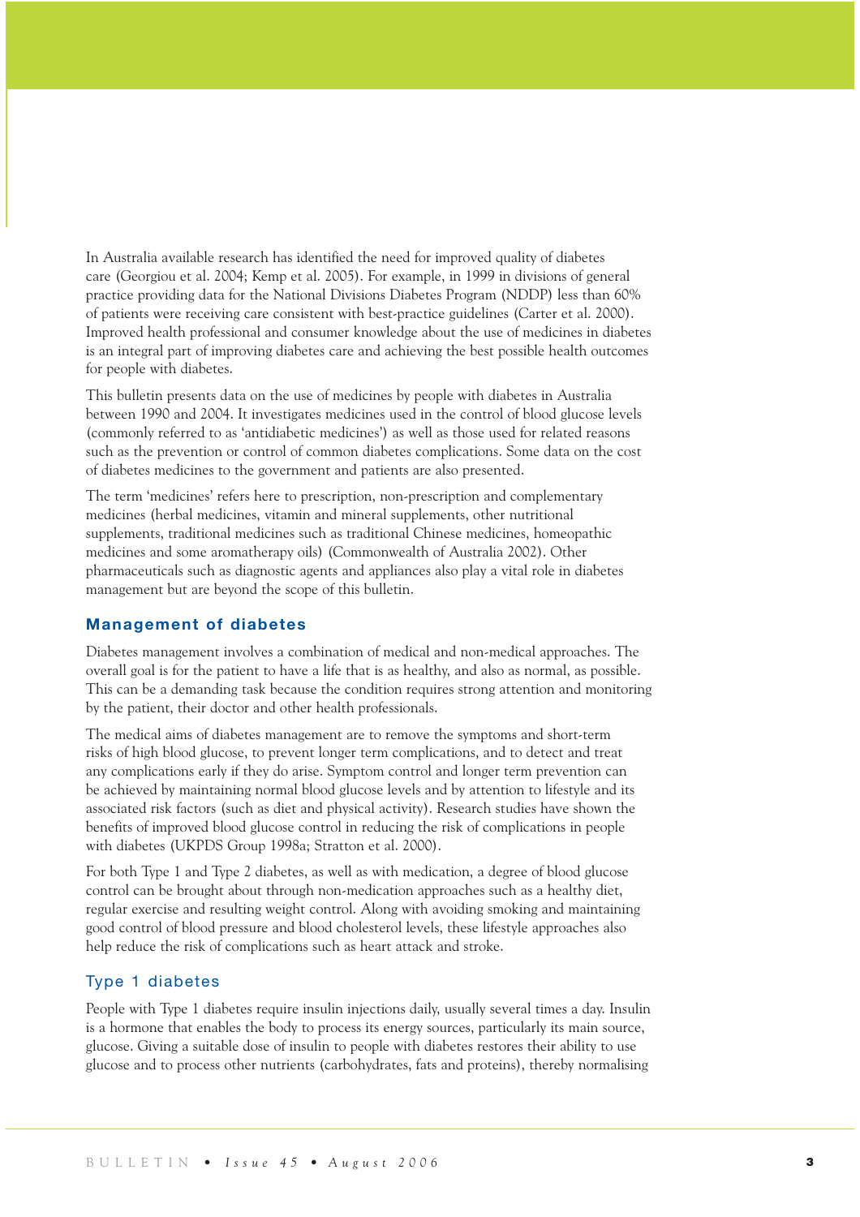In Australia available research has identified the need for improved quality of diabetes care (Georgiou et al. 2004; Kemp et al. 2005). For example, in 1999 in divisions of general practice providing data for the National Divisions Diabetes Program (NDDP) less than 60% of patients were receiving care consistent with best-practice guidelines (Carter et al. 2000). Improved health professional and consumer knowledge about the use of medicines in diabetes is an integral part of improving diabetes care and achieving the best possible health outcomes for people with diabetes.

This bulletin presents data on the use of medicines by people with diabetes in Australia between 1990 and 2004. It investigates medicines used in the control of blood glucose levels (commonly referred to as 'antidiabetic medicines') as well as those used for related reasons such as the prevention or control of common diabetes complications. Some data on the cost of diabetes medicines to the government and patients are also presented.

The term 'medicines' refers here to prescription, non-prescription and complementary medicines (herbal medicines, vitamin and mineral supplements, other nutritional supplements, traditional medicines such as traditional Chinese medicines, homeopathic medicines and some aromatherapy oils) (Commonwealth of Australia 2002). Other pharmaceuticals such as diagnostic agents and appliances also play a vital role in diabetes management but are beyond the scope of this bulletin.

## Management of diabetes

Diabetes management involves a combination of medical and non-medical approaches. The overall goal is for the patient to have a life that is as healthy, and also as normal, as possible. This can be a demanding task because the condition requires strong attention and monitoring by the patient, their doctor and other health professionals.

The medical aims of diabetes management are to remove the symptoms and short-term risks of high blood glucose, to prevent longer term complications, and to detect and treat any complications early if they do arise. Symptom control and longer term prevention can be achieved by maintaining normal blood glucose levels and by attention to lifestyle and its associated risk factors (such as diet and physical activity). Research studies have shown the benefits of improved blood glucose control in reducing the risk of complications in people with diabetes (UKPDS Group 1998a; Stratton et al. 2000).

For both Type 1 and Type 2 diabetes, as well as with medication, a degree of blood glucose control can be brought about through non-medication approaches such as a healthy diet, regular exercise and resulting weight control. Along with avoiding smoking and maintaining good control of blood pressure and blood cholesterol levels, these lifestyle approaches also help reduce the risk of complications such as heart attack and stroke.

### Type 1 diabetes

People with Type 1 diabetes require insulin injections daily, usually several times a day. Insulin is a hormone that enables the body to process its energy sources, particularly its main source, glucose. Giving a suitable dose of insulin to people with diabetes restores their ability to use glucose and to process other nutrients (carbohydrates, fats and proteins), thereby normalising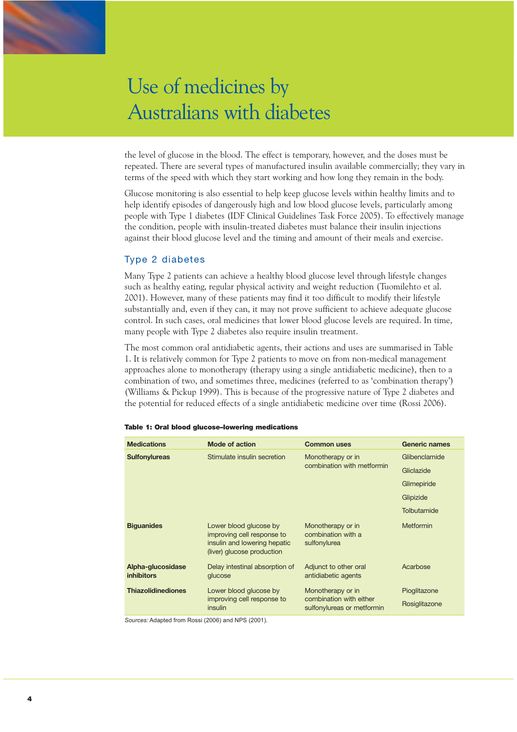the level of glucose in the blood. The effect is temporary, however, and the doses must be repeated. There are several types of manufactured insulin available commercially; they vary in terms of the speed with which they start working and how long they remain in the body.

Glucose monitoring is also essential to help keep glucose levels within healthy limits and to help identify episodes of dangerously high and low blood glucose levels, particularly among people with Type 1 diabetes (IDF Clinical Guidelines Task Force 2005). To effectively manage the condition, people with insulin-treated diabetes must balance their insulin injections against their blood glucose level and the timing and amount of their meals and exercise.

## Type 2 diabetes

Many Type 2 patients can achieve a healthy blood glucose level through lifestyle changes such as healthy eating, regular physical activity and weight reduction (Tuomilehto et al. 2001). However, many of these patients may find it too difficult to modify their lifestyle substantially and, even if they can, it may not prove sufficient to achieve adequate glucose control. In such cases, oral medicines that lower blood glucose levels are required. In time, many people with Type 2 diabetes also require insulin treatment.

The most common oral antidiabetic agents, their actions and uses are summarised in Table 1. It is relatively common for Type 2 patients to move on from non-medical management approaches alone to monotherapy (therapy using a single antidiabetic medicine), then to a combination of two, and sometimes three, medicines (referred to as 'combination therapy') (Williams & Pickup 1999). This is because of the progressive nature of Type 2 diabetes and the potential for reduced effects of a single antidiabetic medicine over time (Rossi 2006).

**Table 1: Oral blood glucose–lowering medications**

| Medications | Mode of action | Common uses | Generic names |
|---|---|---|---|
| **Sulfonylureas** | Stimulate insulin secretion | Monotherapy or in combination with metformin | Glibenclamide<br>Gliclazide<br>Glimepiride<br>Glipizide<br>Tolbutamide |
| **Biguanides** | Lower blood glucose by improving cell response to insulin and lowering hepatic (liver) glucose production | Monotherapy or in combination with a sulfonylurea | Metformin |
| **Alpha-glucosidase inhibitors** | Delay intestinal absorption of glucose | Adjunct to other oral antidiabetic agents | Acarbose |
| **Thiazolidinediones** | Lower blood glucose by improving cell response to insulin | Monotherapy or in combination with either sulfonylureas or metformin | Pioglitazone<br>Rosiglitazone |

*Sources:* Adapted from Rossi (2006) and NPS (2001).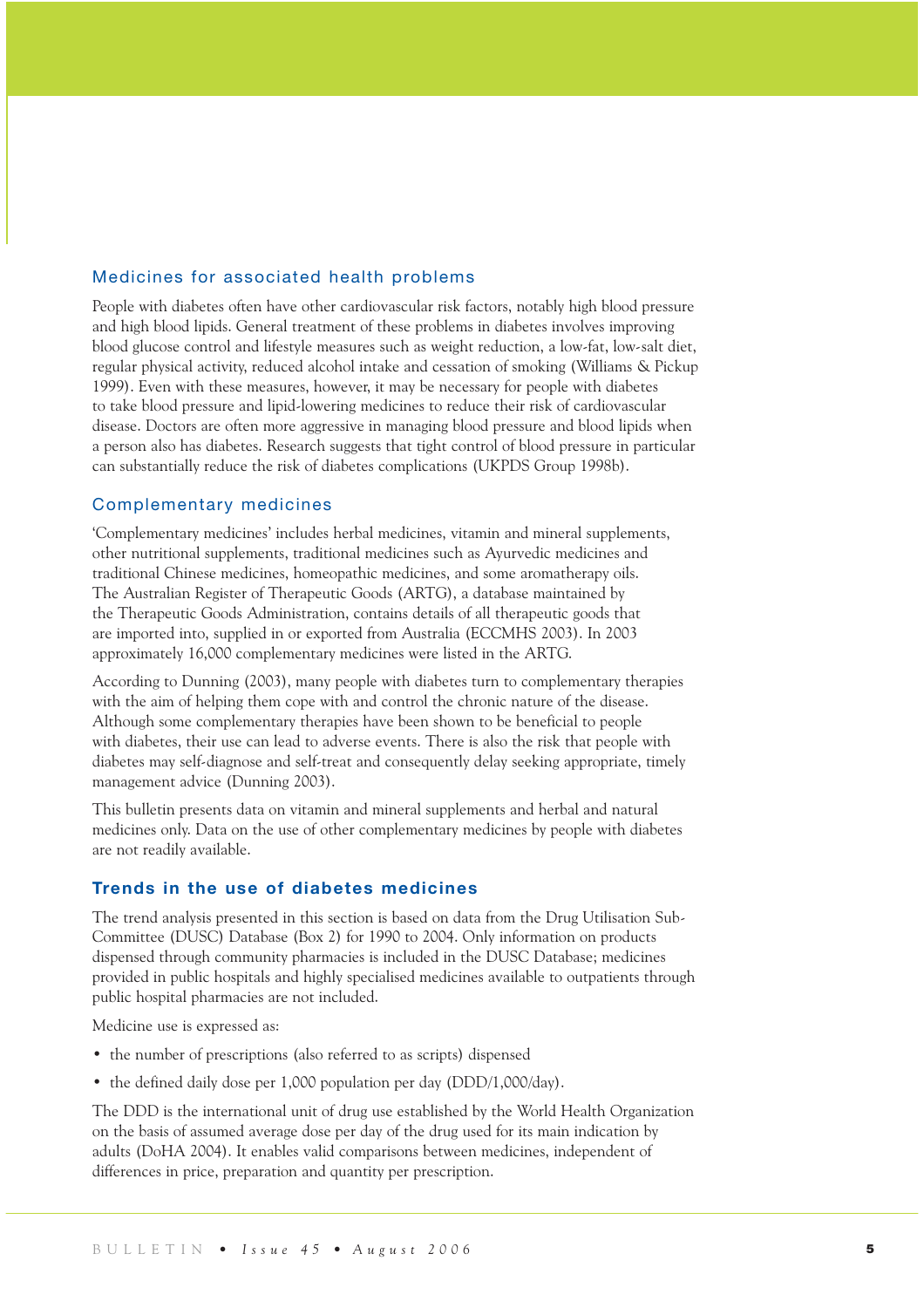### Medicines for associated health problems

People with diabetes often have other cardiovascular risk factors, notably high blood pressure and high blood lipids. General treatment of these problems in diabetes involves improving blood glucose control and lifestyle measures such as weight reduction, a low-fat, low-salt diet, regular physical activity, reduced alcohol intake and cessation of smoking (Williams & Pickup 1999). Even with these measures, however, it may be necessary for people with diabetes to take blood pressure and lipid-lowering medicines to reduce their risk of cardiovascular disease. Doctors are often more aggressive in managing blood pressure and blood lipids when a person also has diabetes. Research suggests that tight control of blood pressure in particular can substantially reduce the risk of diabetes complications (UKPDS Group 1998b).

### Complementary medicines

'Complementary medicines' includes herbal medicines, vitamin and mineral supplements, other nutritional supplements, traditional medicines such as Ayurvedic medicines and traditional Chinese medicines, homeopathic medicines, and some aromatherapy oils. The Australian Register of Therapeutic Goods (ARTG), a database maintained by the Therapeutic Goods Administration, contains details of all therapeutic goods that are imported into, supplied in or exported from Australia (ECCMHS 2003). In 2003 approximately 16,000 complementary medicines were listed in the ARTG.

According to Dunning (2003), many people with diabetes turn to complementary therapies with the aim of helping them cope with and control the chronic nature of the disease. Although some complementary therapies have been shown to be beneficial to people with diabetes, their use can lead to adverse events. There is also the risk that people with diabetes may self-diagnose and self-treat and consequently delay seeking appropriate, timely management advice (Dunning 2003).

This bulletin presents data on vitamin and mineral supplements and herbal and natural medicines only. Data on the use of other complementary medicines by people with diabetes are not readily available.

## Trends in the use of diabetes medicines

The trend analysis presented in this section is based on data from the Drug Utilisation Sub-Committee (DUSC) Database (Box 2) for 1990 to 2004. Only information on products dispensed through community pharmacies is included in the DUSC Database; medicines provided in public hospitals and highly specialised medicines available to outpatients through public hospital pharmacies are not included.

Medicine use is expressed as:

- the number of prescriptions (also referred to as scripts) dispensed
- the defined daily dose per 1,000 population per day (DDD/1,000/day).

The DDD is the international unit of drug use established by the World Health Organization on the basis of assumed average dose per day of the drug used for its main indication by adults (DoHA 2004). It enables valid comparisons between medicines, independent of differences in price, preparation and quantity per prescription.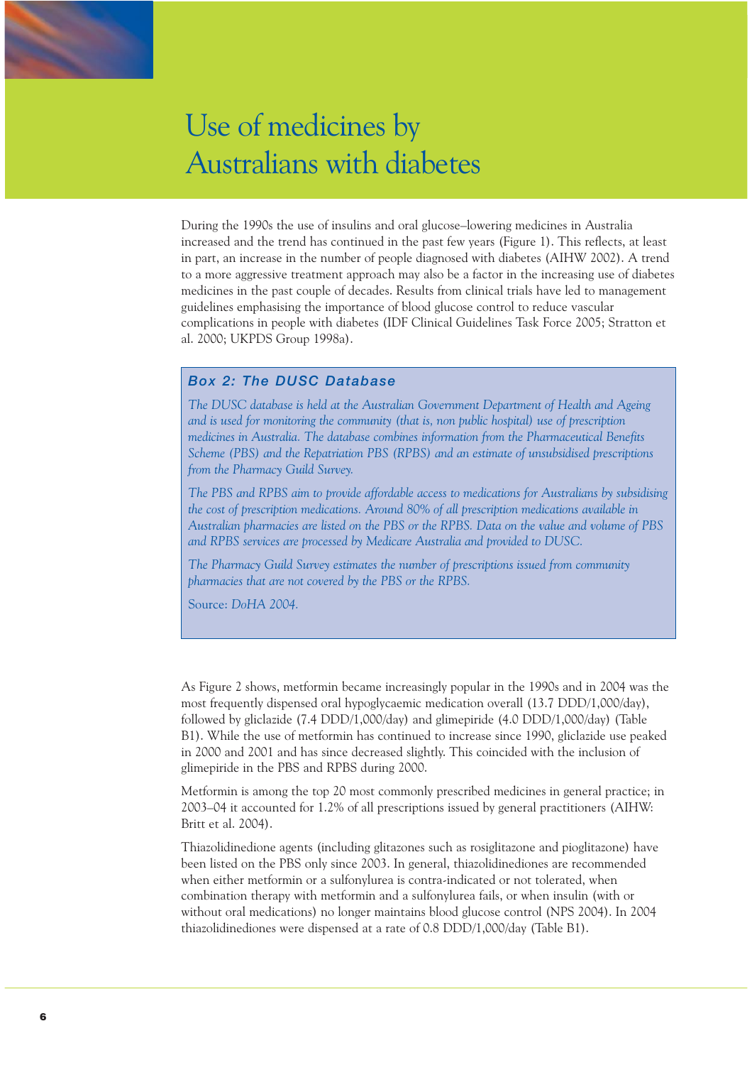# Use of medicines by Australians with diabetes

During the 1990s the use of insulins and oral glucose–lowering medicines in Australia increased and the trend has continued in the past few years (Figure 1). This reflects, at least in part, an increase in the number of people diagnosed with diabetes (AIHW 2002). A trend to a more aggressive treatment approach may also be a factor in the increasing use of diabetes medicines in the past couple of decades. Results from clinical trials have led to management guidelines emphasising the importance of blood glucose control to reduce vascular complications in people with diabetes (IDF Clinical Guidelines Task Force 2005; Stratton et al. 2000; UKPDS Group 1998a).

> ### Box 2: The DUSC Database
>
> *The DUSC database is held at the Australian Government Department of Health and Ageing and is used for monitoring the community (that is, non public hospital) use of prescription medicines in Australia. The database combines information from the Pharmaceutical Benefits Scheme (PBS) and the Repatriation PBS (RPBS) and an estimate of unsubsidised prescriptions from the Pharmacy Guild Survey.*
>
> *The PBS and RPBS aim to provide affordable access to medications for Australians by subsidising the cost of prescription medications. Around 80% of all prescription medications available in Australian pharmacies are listed on the PBS or the RPBS. Data on the value and volume of PBS and RPBS services are processed by Medicare Australia and provided to DUSC.*
>
> *The Pharmacy Guild Survey estimates the number of prescriptions issued from community pharmacies that are not covered by the PBS or the RPBS.*
>
> Source: *DoHA 2004.*

As Figure 2 shows, metformin became increasingly popular in the 1990s and in 2004 was the most frequently dispensed oral hypoglycaemic medication overall (13.7 DDD/1,000/day), followed by gliclazide (7.4 DDD/1,000/day) and glimepiride (4.0 DDD/1,000/day) (Table B1). While the use of metformin has continued to increase since 1990, gliclazide use peaked in 2000 and 2001 and has since decreased slightly. This coincided with the inclusion of glimepiride in the PBS and RPBS during 2000.

Metformin is among the top 20 most commonly prescribed medicines in general practice; in 2003–04 it accounted for 1.2% of all prescriptions issued by general practitioners (AIHW: Britt et al. 2004).

Thiazolidinedione agents (including glitazones such as rosiglitazone and pioglitazone) have been listed on the PBS only since 2003. In general, thiazolidinediones are recommended when either metformin or a sulfonylurea is contra-indicated or not tolerated, when combination therapy with metformin and a sulfonylurea fails, or when insulin (with or without oral medications) no longer maintains blood glucose control (NPS 2004). In 2004 thiazolidinediones were dispensed at a rate of 0.8 DDD/1,000/day (Table B1).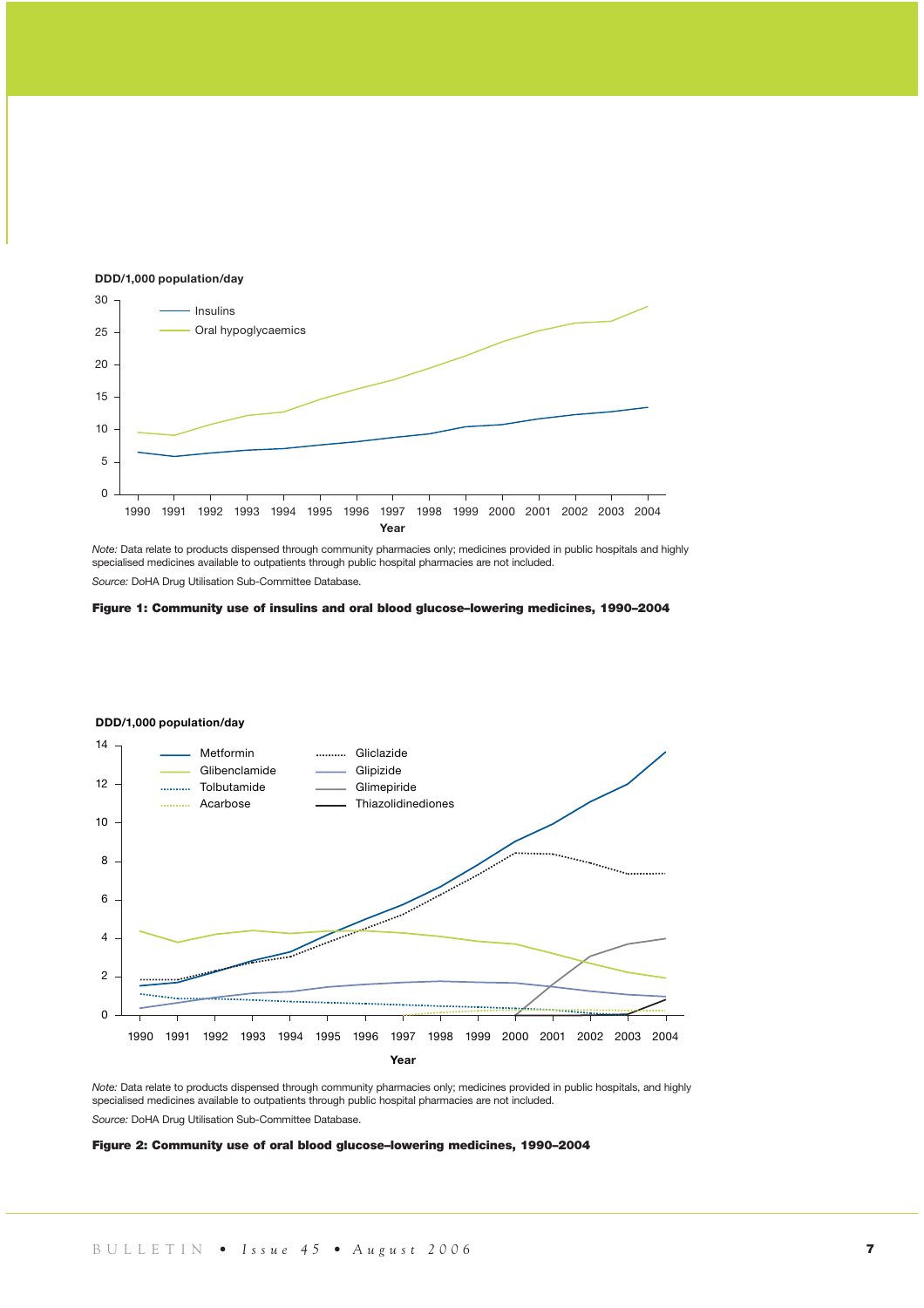DDD/1,000 population/day

*Note:* Data relate to products dispensed through community pharmacies only; medicines provided in public hospitals and highly specialised medicines available to outpatients through public hospital pharmacies are not included.

*Source:* DoHA Drug Utilisation Sub-Committee Database.

**Figure 1: Community use of insulins and oral blood glucose–lowering medicines, 1990–2004**

DDD/1,000 population/day

*Note:* Data relate to products dispensed through community pharmacies only; medicines provided in public hospitals, and highly specialised medicines available to outpatients through public hospital pharmacies are not included.

*Source:* DoHA Drug Utilisation Sub-Committee Database.

**Figure 2: Community use of oral blood glucose–lowering medicines, 1990–2004**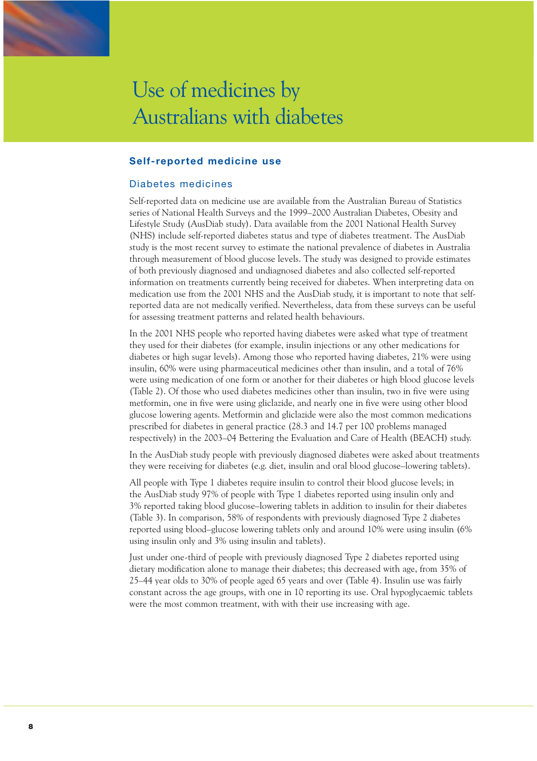# Use of medicines by Australians with diabetes

## Self-reported medicine use

### Diabetes medicines

Self-reported data on medicine use are available from the Australian Bureau of Statistics series of National Health Surveys and the 1999–2000 Australian Diabetes, Obesity and Lifestyle Study (AusDiab study). Data available from the 2001 National Health Survey (NHS) include self-reported diabetes status and type of diabetes treatment. The AusDiab study is the most recent survey to estimate the national prevalence of diabetes in Australia through measurement of blood glucose levels. The study was designed to provide estimates of both previously diagnosed and undiagnosed diabetes and also collected self-reported information on treatments currently being received for diabetes. When interpreting data on medication use from the 2001 NHS and the AusDiab study, it is important to note that self-reported data are not medically verified. Nevertheless, data from these surveys can be useful for assessing treatment patterns and related health behaviours.

In the 2001 NHS people who reported having diabetes were asked what type of treatment they used for their diabetes (for example, insulin injections or any other medications for diabetes or high sugar levels). Among those who reported having diabetes, 21% were using insulin, 60% were using pharmaceutical medicines other than insulin, and a total of 76% were using medication of one form or another for their diabetes or high blood glucose levels (Table 2). Of those who used diabetes medicines other than insulin, two in five were using metformin, one in five were using gliclazide, and nearly one in five were using other blood glucose lowering agents. Metformin and gliclazide were also the most common medications prescribed for diabetes in general practice (28.3 and 14.7 per 100 problems managed respectively) in the 2003–04 Bettering the Evaluation and Care of Health (BEACH) study.

In the AusDiab study people with previously diagnosed diabetes were asked about treatments they were receiving for diabetes (e.g. diet, insulin and oral blood glucose–lowering tablets).

All people with Type 1 diabetes require insulin to control their blood glucose levels; in the AusDiab study 97% of people with Type 1 diabetes reported using insulin only and 3% reported taking blood glucose–lowering tablets in addition to insulin for their diabetes (Table 3). In comparison, 58% of respondents with previously diagnosed Type 2 diabetes reported using blood–glucose lowering tablets only and around 10% were using insulin (6% using insulin only and 3% using insulin and tablets).

Just under one-third of people with previously diagnosed Type 2 diabetes reported using dietary modification alone to manage their diabetes; this decreased with age, from 35% of 25–44 year olds to 30% of people aged 65 years and over (Table 4). Insulin use was fairly constant across the age groups, with one in 10 reporting its use. Oral hypoglycaemic tablets were the most common treatment, with with their use increasing with age.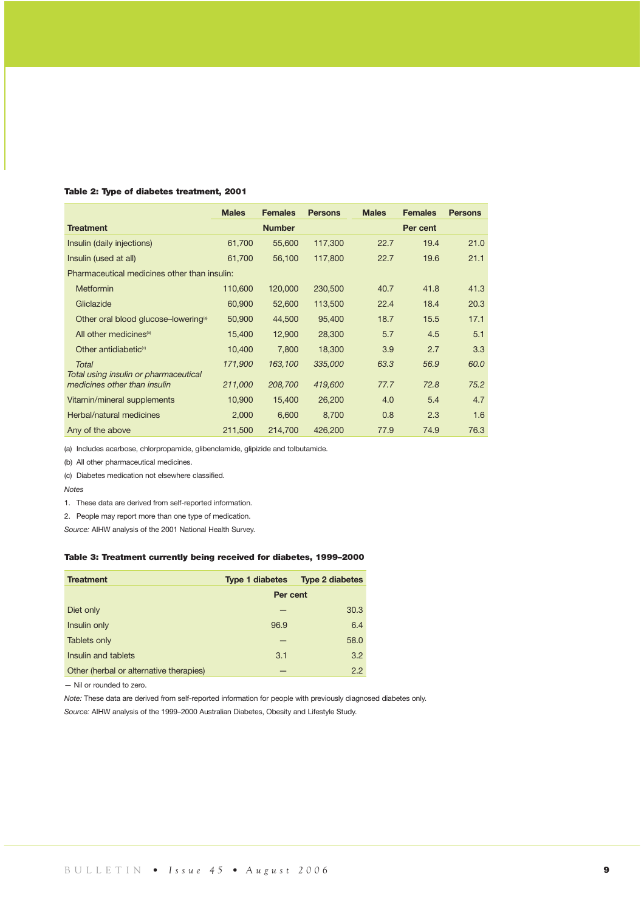**Table 2: Type of diabetes treatment, 2001**

| Treatment | Males | Females | Persons | Males | Females | Persons |
|---|---|---|---|---|---|---|
| | Number | | | Per cent | | |
| Insulin (daily injections) | 61,700 | 55,600 | 117,300 | 22.7 | 19.4 | 21.0 |
| Insulin (used at all) | 61,700 | 56,100 | 117,800 | 22.7 | 19.6 | 21.1 |
| Pharmaceutical medicines other than insulin: | | | | | | |
| Metformin | 110,600 | 120,000 | 230,500 | 40.7 | 41.8 | 41.3 |
| Gliclazide | 60,900 | 52,600 | 113,500 | 22.4 | 18.4 | 20.3 |
| Other oral blood glucose–lowering[a] | 50,900 | 44,500 | 95,400 | 18.7 | 15.5 | 17.1 |
| All other medicines[b] | 15,400 | 12,900 | 28,300 | 5.7 | 4.5 | 5.1 |
| Other antidiabetic[c] | 10,400 | 7,800 | 18,300 | 3.9 | 2.7 | 3.3 |
| *Total* | *171,900* | *163,100* | *335,000* | *63.3* | *56.9* | *60.0* |
| *Total using insulin or pharmaceutical medicines other than insulin* | *211,000* | *208,700* | *419,600* | *77.7* | *72.8* | *75.2* |
| Vitamin/mineral supplements | 10,900 | 15,400 | 26,200 | 4.0 | 5.4 | 4.7 |
| Herbal/natural medicines | 2,000 | 6,600 | 8,700 | 0.8 | 2.3 | 1.6 |
| Any of the above | 211,500 | 214,700 | 426,200 | 77.9 | 74.9 | 76.3 |

(a) Includes acarbose, chlorpropamide, glibenclamide, glipizide and tolbutamide.

(b) All other pharmaceutical medicines.

(c) Diabetes medication not elsewhere classified.

*Notes*

1. These data are derived from self-reported information.
2. People may report more than one type of medication.

*Source:* AIHW analysis of the 2001 National Health Survey.

**Table 3: Treatment currently being received for diabetes, 1999–2000**

| Treatment | Type 1 diabetes | Type 2 diabetes |
|---|---|---|
| | Per cent | |
| Diet only | — | 30.3 |
| Insulin only | 96.9 | 6.4 |
| Tablets only | — | 58.0 |
| Insulin and tablets | 3.1 | 3.2 |
| Other (herbal or alternative therapies) | — | 2.2 |

— Nil or rounded to zero.

*Note:* These data are derived from self-reported information for people with previously diagnosed diabetes only.

*Source:* AIHW analysis of the 1999–2000 Australian Diabetes, Obesity and Lifestyle Study.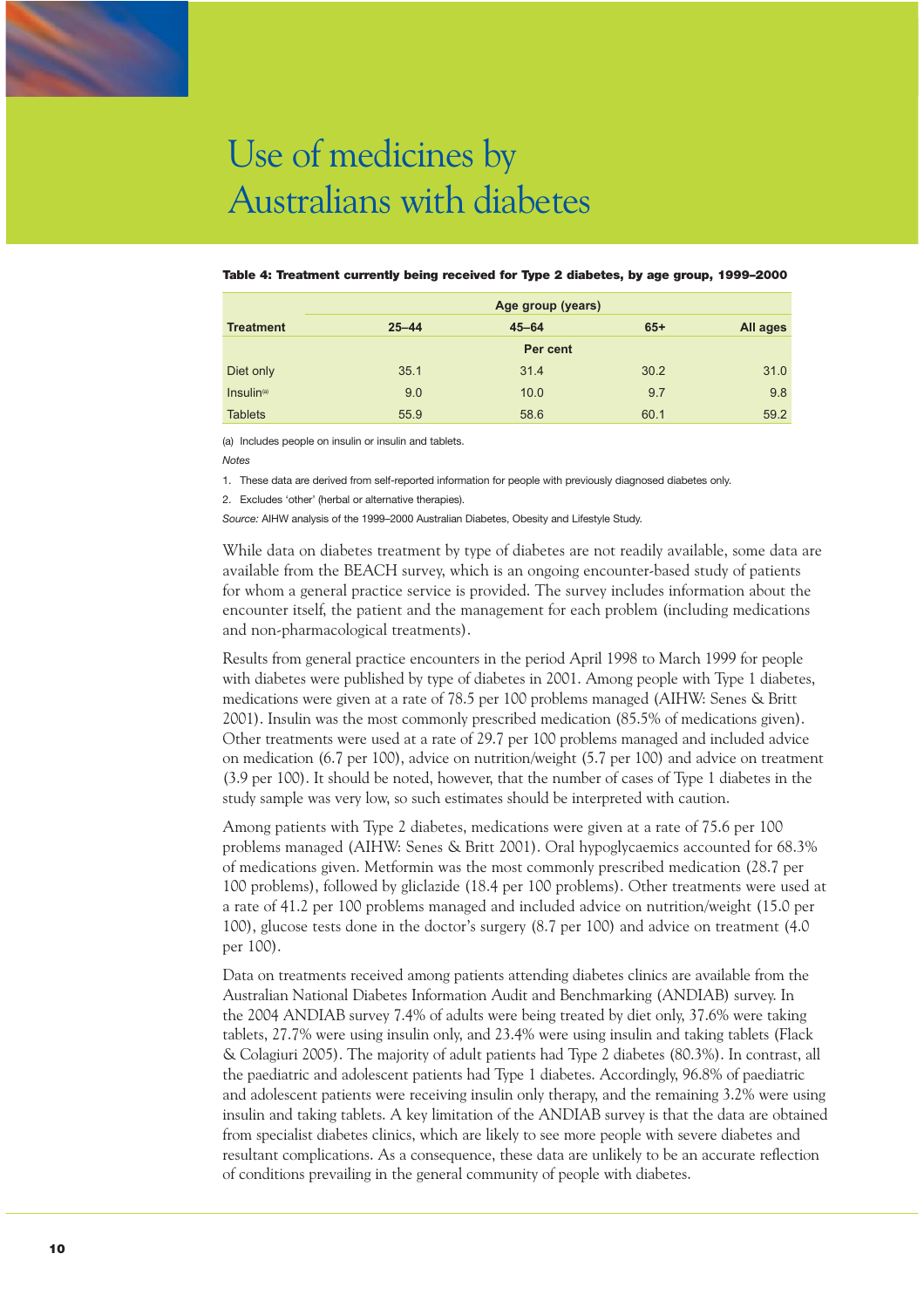# Use of medicines by Australians with diabetes

**Table 4: Treatment currently being received for Type 2 diabetes, by age group, 1999–2000**

| Treatment | Age group (years) | | | |
|---|---|---|---|---|
| | 25–44 | 45–64 | 65+ | All ages |
| | Per cent | | | |
| Diet only | 35.1 | 31.4 | 30.2 | 31.0 |
| Insulin[(a)] | 9.0 | 10.0 | 9.7 | 9.8 |
| Tablets | 55.9 | 58.6 | 60.1 | 59.2 |

(a) Includes people on insulin or insulin and tablets.

*Notes*

1. These data are derived from self-reported information for people with previously diagnosed diabetes only.
2. Excludes 'other' (herbal or alternative therapies).

*Source:* AIHW analysis of the 1999–2000 Australian Diabetes, Obesity and Lifestyle Study.

While data on diabetes treatment by type of diabetes are not readily available, some data are available from the BEACH survey, which is an ongoing encounter-based study of patients for whom a general practice service is provided. The survey includes information about the encounter itself, the patient and the management for each problem (including medications and non-pharmacological treatments).

Results from general practice encounters in the period April 1998 to March 1999 for people with diabetes were published by type of diabetes in 2001. Among people with Type 1 diabetes, medications were given at a rate of 78.5 per 100 problems managed (AIHW: Senes & Britt 2001). Insulin was the most commonly prescribed medication (85.5% of medications given). Other treatments were used at a rate of 29.7 per 100 problems managed and included advice on medication (6.7 per 100), advice on nutrition/weight (5.7 per 100) and advice on treatment (3.9 per 100). It should be noted, however, that the number of cases of Type 1 diabetes in the study sample was very low, so such estimates should be interpreted with caution.

Among patients with Type 2 diabetes, medications were given at a rate of 75.6 per 100 problems managed (AIHW: Senes & Britt 2001). Oral hypoglycaemics accounted for 68.3% of medications given. Metformin was the most commonly prescribed medication (28.7 per 100 problems), followed by gliclazide (18.4 per 100 problems). Other treatments were used at a rate of 41.2 per 100 problems managed and included advice on nutrition/weight (15.0 per 100), glucose tests done in the doctor's surgery (8.7 per 100) and advice on treatment (4.0 per 100).

Data on treatments received among patients attending diabetes clinics are available from the Australian National Diabetes Information Audit and Benchmarking (ANDIAB) survey. In the 2004 ANDIAB survey 7.4% of adults were being treated by diet only, 37.6% were taking tablets, 27.7% were using insulin only, and 23.4% were using insulin and taking tablets (Flack & Colagiuri 2005). The majority of adult patients had Type 2 diabetes (80.3%). In contrast, all the paediatric and adolescent patients had Type 1 diabetes. Accordingly, 96.8% of paediatric and adolescent patients were receiving insulin only therapy, and the remaining 3.2% were using insulin and taking tablets. A key limitation of the ANDIAB survey is that the data are obtained from specialist diabetes clinics, which are likely to see more people with severe diabetes and resultant complications. As a consequence, these data are unlikely to be an accurate reflection of conditions prevailing in the general community of people with diabetes.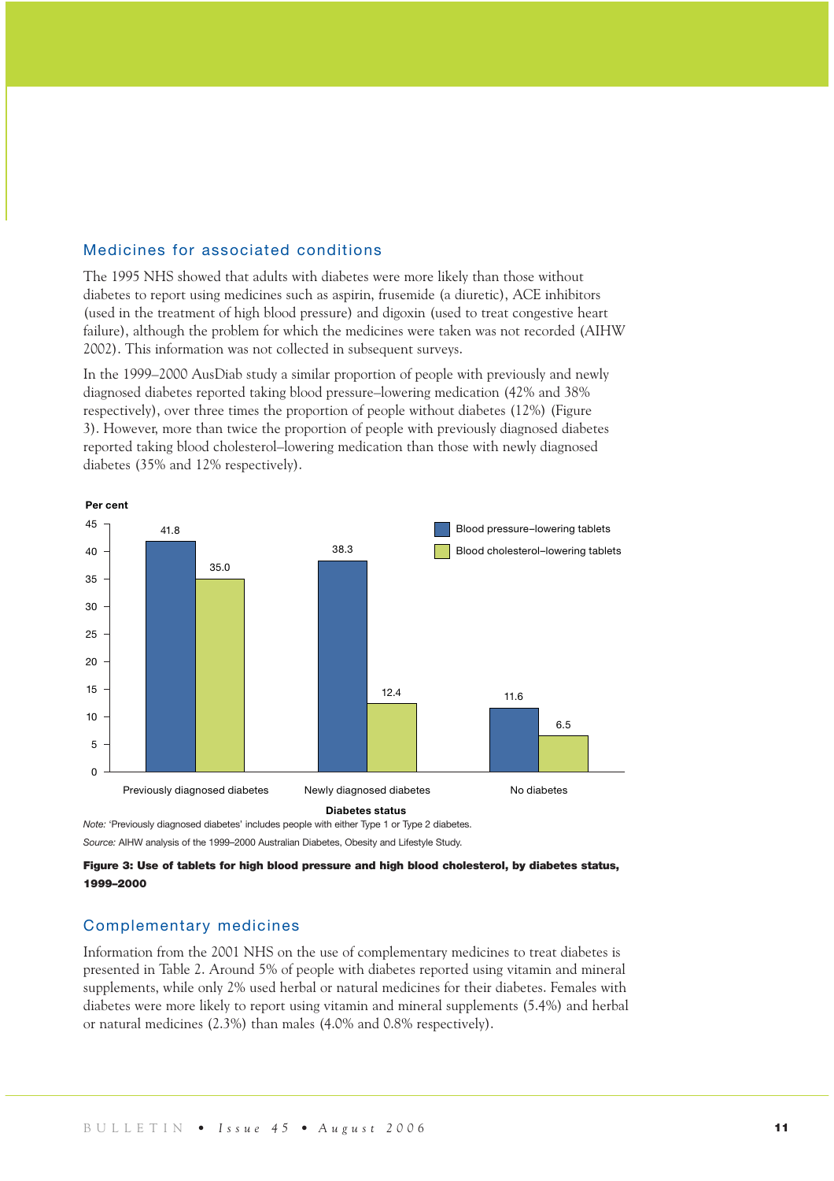## Medicines for associated conditions

The 1995 NHS showed that adults with diabetes were more likely than those without diabetes to report using medicines such as aspirin, frusemide (a diuretic), ACE inhibitors (used in the treatment of high blood pressure) and digoxin (used to treat congestive heart failure), although the problem for which the medicines were taken was not recorded (AIHW 2002). This information was not collected in subsequent surveys.

In the 1999–2000 AusDiab study a similar proportion of people with previously and newly diagnosed diabetes reported taking blood pressure–lowering medication (42% and 38% respectively), over three times the proportion of people without diabetes (12%) (Figure 3). However, more than twice the proportion of people with previously diagnosed diabetes reported taking blood cholesterol–lowering medication than those with newly diagnosed diabetes (35% and 12% respectively).

| Diabetes status | Blood pressure–lowering tablets (per cent) | Blood cholesterol–lowering tablets (per cent) |
|---|---|---|
| Previously diagnosed diabetes | 41.8 | 35.0 |
| Newly diagnosed diabetes | 38.3 | 12.4 |
| No diabetes | 11.6 | 6.5 |

*Note:* 'Previously diagnosed diabetes' includes people with either Type 1 or Type 2 diabetes.

*Source:* AIHW analysis of the 1999–2000 Australian Diabetes, Obesity and Lifestyle Study.

**Figure 3: Use of tablets for high blood pressure and high blood cholesterol, by diabetes status, 1999–2000**

## Complementary medicines

Information from the 2001 NHS on the use of complementary medicines to treat diabetes is presented in Table 2. Around 5% of people with diabetes reported using vitamin and mineral supplements, while only 2% used herbal or natural medicines for their diabetes. Females with diabetes were more likely to report using vitamin and mineral supplements (5.4%) and herbal or natural medicines (2.3%) than males (4.0% and 0.8% respectively).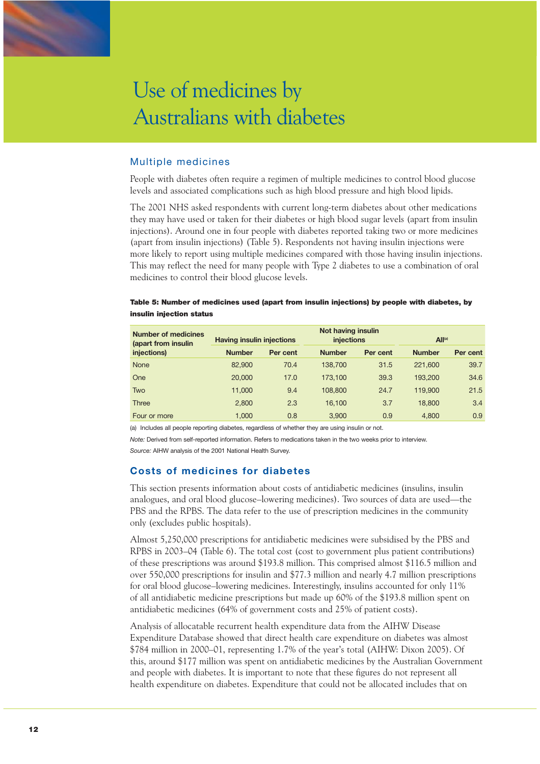# Use of medicines by Australians with diabetes

## Multiple medicines

People with diabetes often require a regimen of multiple medicines to control blood glucose levels and associated complications such as high blood pressure and high blood lipids.

The 2001 NHS asked respondents with current long-term diabetes about other medications they may have used or taken for their diabetes or high blood sugar levels (apart from insulin injections). Around one in four people with diabetes reported taking two or more medicines (apart from insulin injections) (Table 5). Respondents not having insulin injections were more likely to report using multiple medicines compared with those having insulin injections. This may reflect the need for many people with Type 2 diabetes to use a combination of oral medicines to control their blood glucose levels.

**Table 5: Number of medicines used (apart from insulin injections) by people with diabetes, by insulin injection status**

| Number of medicines (apart from insulin injections) | Having insulin injections | | Not having insulin injections | | All[(a)] | |
|---|---|---|---|---|---|---|
| | Number | Per cent | Number | Per cent | Number | Per cent |
| None | 82,900 | 70.4 | 138,700 | 31.5 | 221,600 | 39.7 |
| One | 20,000 | 17.0 | 173,100 | 39.3 | 193,200 | 34.6 |
| Two | 11,000 | 9.4 | 108,800 | 24.7 | 119,900 | 21.5 |
| Three | 2,800 | 2.3 | 16,100 | 3.7 | 18,800 | 3.4 |
| Four or more | 1,000 | 0.8 | 3,900 | 0.9 | 4,800 | 0.9 |

(a) Includes all people reporting diabetes, regardless of whether they are using insulin or not.

*Note:* Derived from self-reported information. Refers to medications taken in the two weeks prior to interview.

*Source:* AIHW analysis of the 2001 National Health Survey.

## Costs of medicines for diabetes

This section presents information about costs of antidiabetic medicines (insulins, insulin analogues, and oral blood glucose–lowering medicines). Two sources of data are used—the PBS and the RPBS. The data refer to the use of prescription medicines in the community only (excludes public hospitals).

Almost 5,250,000 prescriptions for antidiabetic medicines were subsidised by the PBS and RPBS in 2003–04 (Table 6). The total cost (cost to government plus patient contributions) of these prescriptions was around $193.8 million. This comprised almost $116.5 million and over 550,000 prescriptions for insulin and $77.3 million and nearly 4.7 million prescriptions for oral blood glucose–lowering medicines. Interestingly, insulins accounted for only 11% of all antidiabetic medicine prescriptions but made up 60% of the $193.8 million spent on antidiabetic medicines (64% of government costs and 25% of patient costs).

Analysis of allocatable recurrent health expenditure data from the AIHW Disease Expenditure Database showed that direct health care expenditure on diabetes was almost $784 million in 2000–01, representing 1.7% of the year's total (AIHW: Dixon 2005). Of this, around $177 million was spent on antidiabetic medicines by the Australian Government and people with diabetes. It is important to note that these figures do not represent all health expenditure on diabetes. Expenditure that could not be allocated includes that on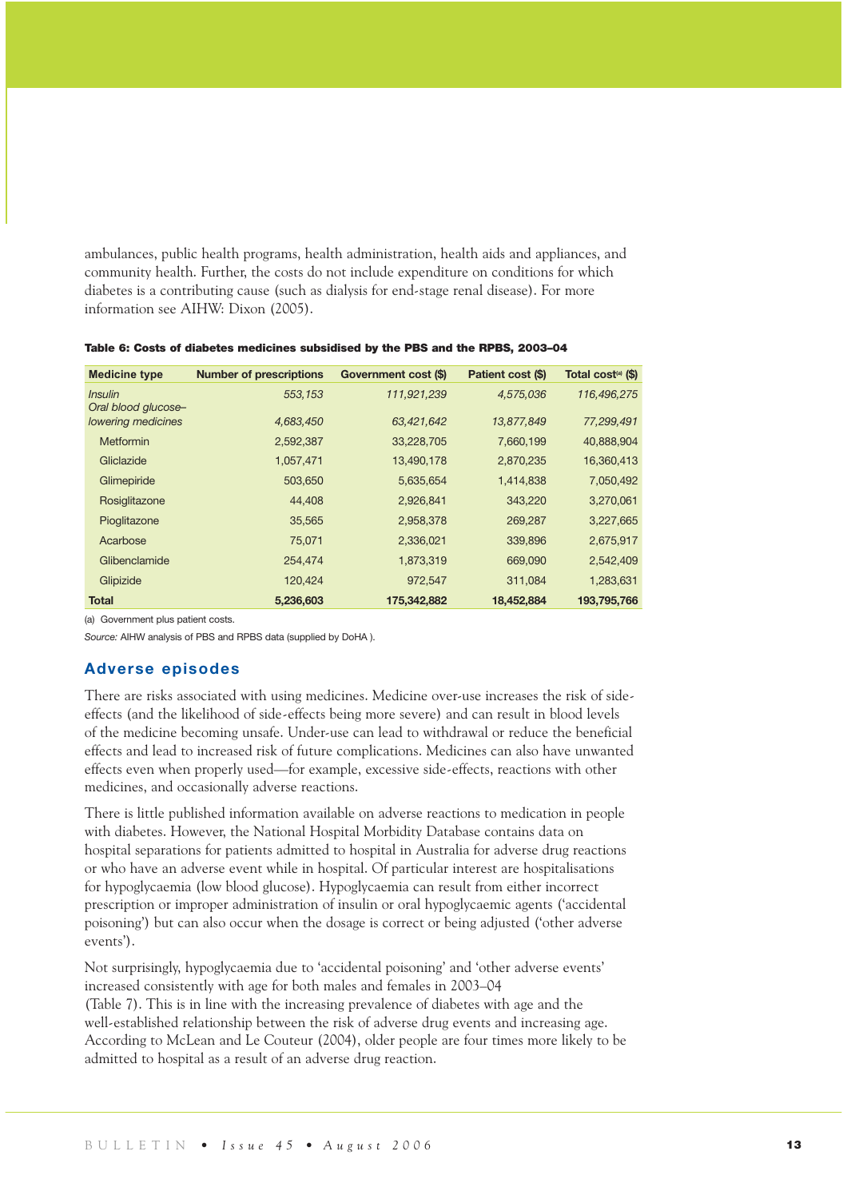ambulances, public health programs, health administration, health aids and appliances, and community health. Further, the costs do not include expenditure on conditions for which diabetes is a contributing cause (such as dialysis for end-stage renal disease). For more information see AIHW: Dixon (2005).

**Table 6: Costs of diabetes medicines subsidised by the PBS and the RPBS, 2003–04**

| Medicine type | Number of prescriptions | Government cost ($) | Patient cost ($) | Total cost[(a)] ($) |
|---|---|---|---|---|
| *Insulin* | *553,153* | *111,921,239* | *4,575,036* | *116,496,275* |
| *Oral blood glucose–lowering medicines* | *4,683,450* | *63,421,642* | *13,877,849* | *77,299,491* |
| Metformin | 2,592,387 | 33,228,705 | 7,660,199 | 40,888,904 |
| Gliclazide | 1,057,471 | 13,490,178 | 2,870,235 | 16,360,413 |
| Glimepiride | 503,650 | 5,635,654 | 1,414,838 | 7,050,492 |
| Rosiglitazone | 44,408 | 2,926,841 | 343,220 | 3,270,061 |
| Pioglitazone | 35,565 | 2,958,378 | 269,287 | 3,227,665 |
| Acarbose | 75,071 | 2,336,021 | 339,896 | 2,675,917 |
| Glibenclamide | 254,474 | 1,873,319 | 669,090 | 2,542,409 |
| Glipizide | 120,424 | 972,547 | 311,084 | 1,283,631 |
| **Total** | **5,236,603** | **175,342,882** | **18,452,884** | **193,795,766** |

(a) Government plus patient costs.

*Source:* AIHW analysis of PBS and RPBS data (supplied by DoHA ).

## Adverse episodes

There are risks associated with using medicines. Medicine over-use increases the risk of side-effects (and the likelihood of side-effects being more severe) and can result in blood levels of the medicine becoming unsafe. Under-use can lead to withdrawal or reduce the beneficial effects and lead to increased risk of future complications. Medicines can also have unwanted effects even when properly used—for example, excessive side-effects, reactions with other medicines, and occasionally adverse reactions.

There is little published information available on adverse reactions to medication in people with diabetes. However, the National Hospital Morbidity Database contains data on hospital separations for patients admitted to hospital in Australia for adverse drug reactions or who have an adverse event while in hospital. Of particular interest are hospitalisations for hypoglycaemia (low blood glucose). Hypoglycaemia can result from either incorrect prescription or improper administration of insulin or oral hypoglycaemic agents ('accidental poisoning') but can also occur when the dosage is correct or being adjusted ('other adverse events').

Not surprisingly, hypoglycaemia due to 'accidental poisoning' and 'other adverse events' increased consistently with age for both males and females in 2003–04 (Table 7). This is in line with the increasing prevalence of diabetes with age and the well-established relationship between the risk of adverse drug events and increasing age. According to McLean and Le Couteur (2004), older people are four times more likely to be admitted to hospital as a result of an adverse drug reaction.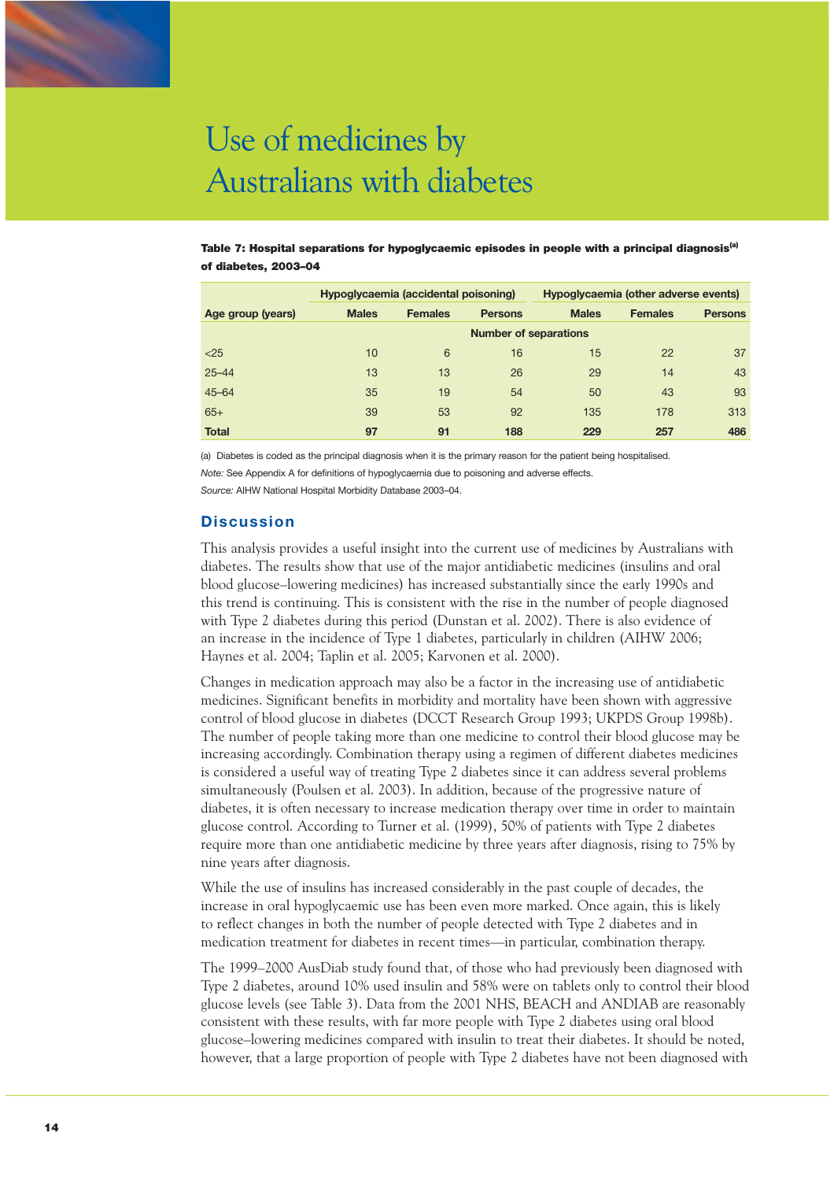# Use of medicines by Australians with diabetes

**Table 7: Hospital separations for hypoglycaemic episodes in people with a principal diagnosis[(a)] of diabetes, 2003–04**

| Age group (years) | Hypoglycaemia (accidental poisoning) | | | Hypoglycaemia (other adverse events) | | |
|---|---|---|---|---|---|---|
| | Males | Females | Persons | Males | Females | Persons |
| | Number of separations | | | | | |
| <25 | 10 | 6 | 16 | 15 | 22 | 37 |
| 25–44 | 13 | 13 | 26 | 29 | 14 | 43 |
| 45–64 | 35 | 19 | 54 | 50 | 43 | 93 |
| 65+ | 39 | 53 | 92 | 135 | 178 | 313 |
| **Total** | **97** | **91** | **188** | **229** | **257** | **486** |

(a) Diabetes is coded as the principal diagnosis when it is the primary reason for the patient being hospitalised.

*Note:* See Appendix A for definitions of hypoglycaemia due to poisoning and adverse effects.

*Source:* AIHW National Hospital Morbidity Database 2003–04.

## Discussion

This analysis provides a useful insight into the current use of medicines by Australians with diabetes. The results show that use of the major antidiabetic medicines (insulins and oral blood glucose–lowering medicines) has increased substantially since the early 1990s and this trend is continuing. This is consistent with the rise in the number of people diagnosed with Type 2 diabetes during this period (Dunstan et al. 2002). There is also evidence of an increase in the incidence of Type 1 diabetes, particularly in children (AIHW 2006; Haynes et al. 2004; Taplin et al. 2005; Karvonen et al. 2000).

Changes in medication approach may also be a factor in the increasing use of antidiabetic medicines. Significant benefits in morbidity and mortality have been shown with aggressive control of blood glucose in diabetes (DCCT Research Group 1993; UKPDS Group 1998b). The number of people taking more than one medicine to control their blood glucose may be increasing accordingly. Combination therapy using a regimen of different diabetes medicines is considered a useful way of treating Type 2 diabetes since it can address several problems simultaneously (Poulsen et al. 2003). In addition, because of the progressive nature of diabetes, it is often necessary to increase medication therapy over time in order to maintain glucose control. According to Turner et al. (1999), 50% of patients with Type 2 diabetes require more than one antidiabetic medicine by three years after diagnosis, rising to 75% by nine years after diagnosis.

While the use of insulins has increased considerably in the past couple of decades, the increase in oral hypoglycaemic use has been even more marked. Once again, this is likely to reflect changes in both the number of people detected with Type 2 diabetes and in medication treatment for diabetes in recent times—in particular, combination therapy.

The 1999–2000 AusDiab study found that, of those who had previously been diagnosed with Type 2 diabetes, around 10% used insulin and 58% were on tablets only to control their blood glucose levels (see Table 3). Data from the 2001 NHS, BEACH and ANDIAB are reasonably consistent with these results, with far more people with Type 2 diabetes using oral blood glucose–lowering medicines compared with insulin to treat their diabetes. It should be noted, however, that a large proportion of people with Type 2 diabetes have not been diagnosed with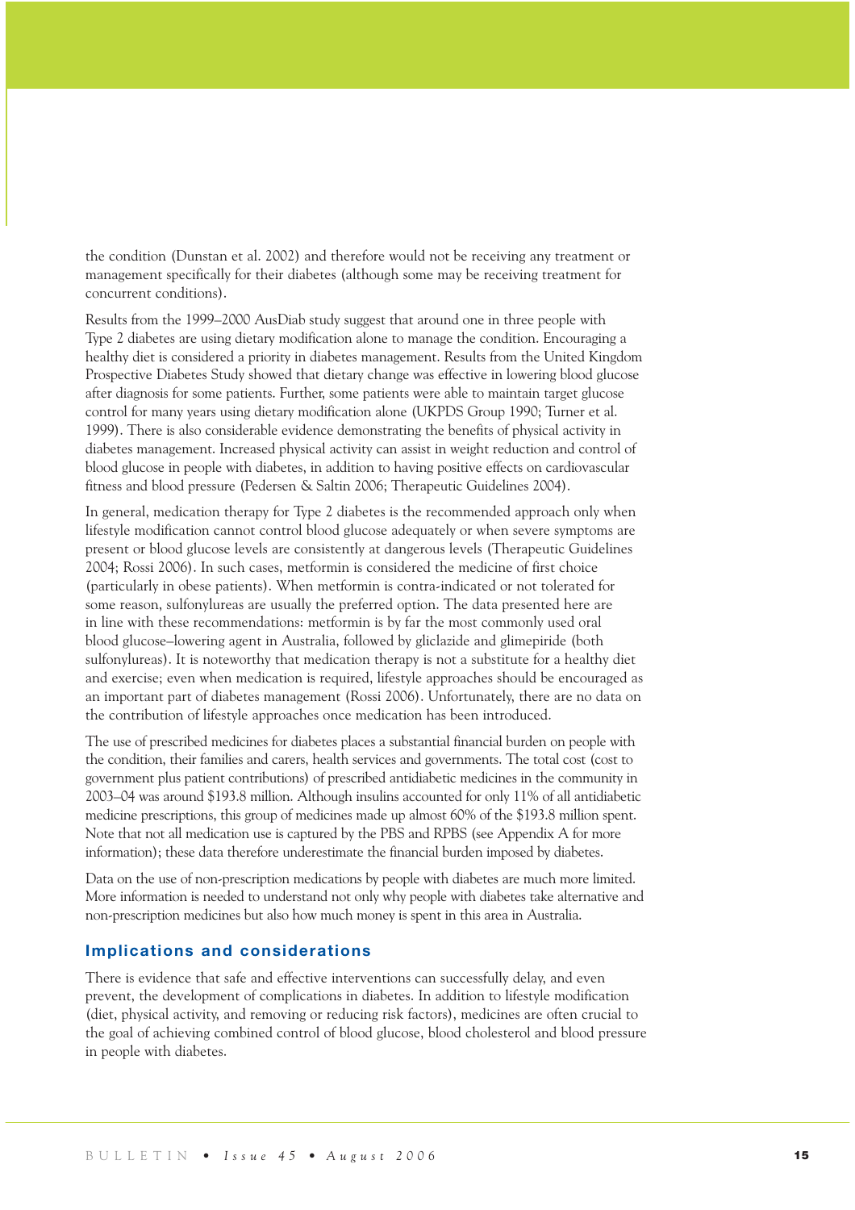the condition (Dunstan et al. 2002) and therefore would not be receiving any treatment or management specifically for their diabetes (although some may be receiving treatment for concurrent conditions).

Results from the 1999–2000 AusDiab study suggest that around one in three people with Type 2 diabetes are using dietary modification alone to manage the condition. Encouraging a healthy diet is considered a priority in diabetes management. Results from the United Kingdom Prospective Diabetes Study showed that dietary change was effective in lowering blood glucose after diagnosis for some patients. Further, some patients were able to maintain target glucose control for many years using dietary modification alone (UKPDS Group 1990; Turner et al. 1999). There is also considerable evidence demonstrating the benefits of physical activity in diabetes management. Increased physical activity can assist in weight reduction and control of blood glucose in people with diabetes, in addition to having positive effects on cardiovascular fitness and blood pressure (Pedersen & Saltin 2006; Therapeutic Guidelines 2004).

In general, medication therapy for Type 2 diabetes is the recommended approach only when lifestyle modification cannot control blood glucose adequately or when severe symptoms are present or blood glucose levels are consistently at dangerous levels (Therapeutic Guidelines 2004; Rossi 2006). In such cases, metformin is considered the medicine of first choice (particularly in obese patients). When metformin is contra-indicated or not tolerated for some reason, sulfonylureas are usually the preferred option. The data presented here are in line with these recommendations: metformin is by far the most commonly used oral blood glucose–lowering agent in Australia, followed by gliclazide and glimepiride (both sulfonylureas). It is noteworthy that medication therapy is not a substitute for a healthy diet and exercise; even when medication is required, lifestyle approaches should be encouraged as an important part of diabetes management (Rossi 2006). Unfortunately, there are no data on the contribution of lifestyle approaches once medication has been introduced.

The use of prescribed medicines for diabetes places a substantial financial burden on people with the condition, their families and carers, health services and governments. The total cost (cost to government plus patient contributions) of prescribed antidiabetic medicines in the community in 2003–04 was around $193.8 million. Although insulins accounted for only 11% of all antidiabetic medicine prescriptions, this group of medicines made up almost 60% of the $193.8 million spent. Note that not all medication use is captured by the PBS and RPBS (see Appendix A for more information); these data therefore underestimate the financial burden imposed by diabetes.

Data on the use of non-prescription medications by people with diabetes are much more limited. More information is needed to understand not only why people with diabetes take alternative and non-prescription medicines but also how much money is spent in this area in Australia.

## Implications and considerations

There is evidence that safe and effective interventions can successfully delay, and even prevent, the development of complications in diabetes. In addition to lifestyle modification (diet, physical activity, and removing or reducing risk factors), medicines are often crucial to the goal of achieving combined control of blood glucose, blood cholesterol and blood pressure in people with diabetes.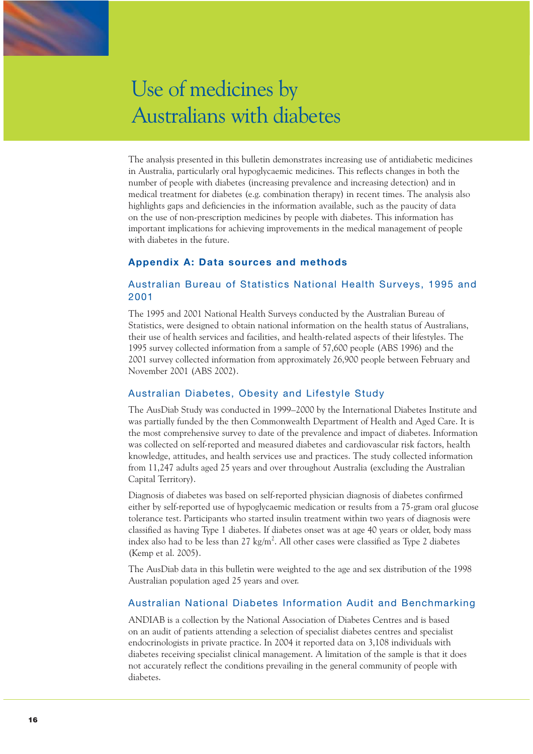# Use of medicines by Australians with diabetes

The analysis presented in this bulletin demonstrates increasing use of antidiabetic medicines in Australia, particularly oral hypoglycaemic medicines. This reflects changes in both the number of people with diabetes (increasing prevalence and increasing detection) and in medical treatment for diabetes (e.g. combination therapy) in recent times. The analysis also highlights gaps and deficiencies in the information available, such as the paucity of data on the use of non-prescription medicines by people with diabetes. This information has important implications for achieving improvements in the medical management of people with diabetes in the future.

## Appendix A: Data sources and methods

### Australian Bureau of Statistics National Health Surveys, 1995 and 2001

The 1995 and 2001 National Health Surveys conducted by the Australian Bureau of Statistics, were designed to obtain national information on the health status of Australians, their use of health services and facilities, and health-related aspects of their lifestyles. The 1995 survey collected information from a sample of 57,600 people (ABS 1996) and the 2001 survey collected information from approximately 26,900 people between February and November 2001 (ABS 2002).

### Australian Diabetes, Obesity and Lifestyle Study

The AusDiab Study was conducted in 1999–2000 by the International Diabetes Institute and was partially funded by the then Commonwealth Department of Health and Aged Care. It is the most comprehensive survey to date of the prevalence and impact of diabetes. Information was collected on self-reported and measured diabetes and cardiovascular risk factors, health knowledge, attitudes, and health services use and practices. The study collected information from 11,247 adults aged 25 years and over throughout Australia (excluding the Australian Capital Territory).

Diagnosis of diabetes was based on self-reported physician diagnosis of diabetes confirmed either by self-reported use of hypoglycaemic medication or results from a 75-gram oral glucose tolerance test. Participants who started insulin treatment within two years of diagnosis were classified as having Type 1 diabetes. If diabetes onset was at age 40 years or older, body mass index also had to be less than 27 kg/m$^2$. All other cases were classified as Type 2 diabetes (Kemp et al. 2005).

The AusDiab data in this bulletin were weighted to the age and sex distribution of the 1998 Australian population aged 25 years and over.

### Australian National Diabetes Information Audit and Benchmarking

ANDIAB is a collection by the National Association of Diabetes Centres and is based on an audit of patients attending a selection of specialist diabetes centres and specialist endocrinologists in private practice. In 2004 it reported data on 3,108 individuals with diabetes receiving specialist clinical management. A limitation of the sample is that it does not accurately reflect the conditions prevailing in the general community of people with diabetes.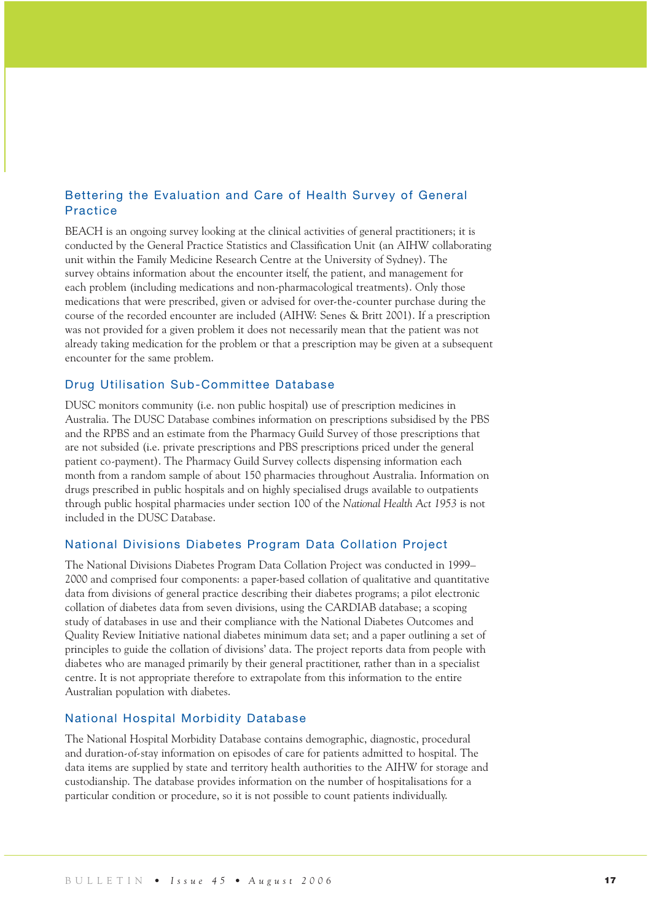### Bettering the Evaluation and Care of Health Survey of General Practice

BEACH is an ongoing survey looking at the clinical activities of general practitioners; it is conducted by the General Practice Statistics and Classification Unit (an AIHW collaborating unit within the Family Medicine Research Centre at the University of Sydney). The survey obtains information about the encounter itself, the patient, and management for each problem (including medications and non-pharmacological treatments). Only those medications that were prescribed, given or advised for over-the-counter purchase during the course of the recorded encounter are included (AIHW: Senes & Britt 2001). If a prescription was not provided for a given problem it does not necessarily mean that the patient was not already taking medication for the problem or that a prescription may be given at a subsequent encounter for the same problem.

### Drug Utilisation Sub-Committee Database

DUSC monitors community (i.e. non public hospital) use of prescription medicines in Australia. The DUSC Database combines information on prescriptions subsidised by the PBS and the RPBS and an estimate from the Pharmacy Guild Survey of those prescriptions that are not subsided (i.e. private prescriptions and PBS prescriptions priced under the general patient co-payment). The Pharmacy Guild Survey collects dispensing information each month from a random sample of about 150 pharmacies throughout Australia. Information on drugs prescribed in public hospitals and on highly specialised drugs available to outpatients through public hospital pharmacies under section 100 of the *National Health Act 1953* is not included in the DUSC Database.

### National Divisions Diabetes Program Data Collation Project

The National Divisions Diabetes Program Data Collation Project was conducted in 1999–2000 and comprised four components: a paper-based collation of qualitative and quantitative data from divisions of general practice describing their diabetes programs; a pilot electronic collation of diabetes data from seven divisions, using the CARDIAB database; a scoping study of databases in use and their compliance with the National Diabetes Outcomes and Quality Review Initiative national diabetes minimum data set; and a paper outlining a set of principles to guide the collation of divisions' data. The project reports data from people with diabetes who are managed primarily by their general practitioner, rather than in a specialist centre. It is not appropriate therefore to extrapolate from this information to the entire Australian population with diabetes.

### National Hospital Morbidity Database

The National Hospital Morbidity Database contains demographic, diagnostic, procedural and duration-of-stay information on episodes of care for patients admitted to hospital. The data items are supplied by state and territory health authorities to the AIHW for storage and custodianship. The database provides information on the number of hospitalisations for a particular condition or procedure, so it is not possible to count patients individually.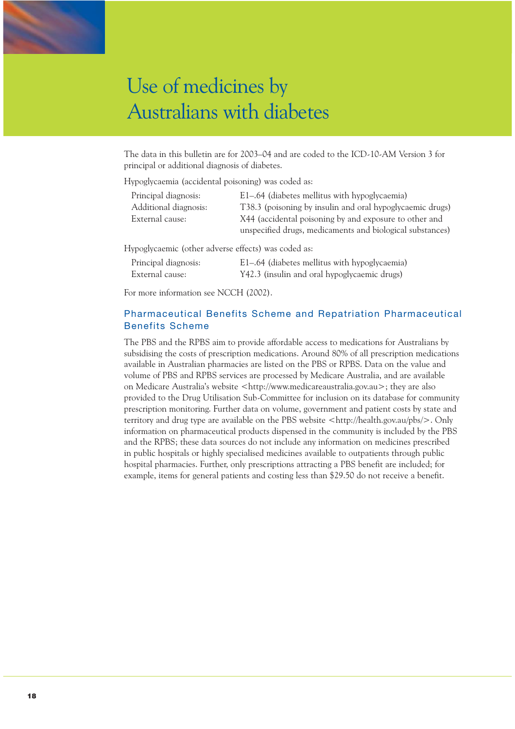# Use of medicines by Australians with diabetes

The data in this bulletin are for 2003–04 and are coded to the ICD-10-AM Version 3 for principal or additional diagnosis of diabetes.

Hypoglycaemia (accidental poisoning) was coded as:

| | |
|---|---|
| Principal diagnosis: | E1–.64 (diabetes mellitus with hypoglycaemia) |
| Additional diagnosis: | T38.3 (poisoning by insulin and oral hypoglycaemic drugs) |
| External cause: | X44 (accidental poisoning by and exposure to other and unspecified drugs, medicaments and biological substances) |

Hypoglycaemic (other adverse effects) was coded as:

| | |
|---|---|
| Principal diagnosis: | E1–.64 (diabetes mellitus with hypoglycaemia) |
| External cause: | Y42.3 (insulin and oral hypoglycaemic drugs) |

For more information see NCCH (2002).

## Pharmaceutical Benefits Scheme and Repatriation Pharmaceutical Benefits Scheme

The PBS and the RPBS aim to provide affordable access to medications for Australians by subsidising the costs of prescription medications. Around 80% of all prescription medications available in Australian pharmacies are listed on the PBS or RPBS. Data on the value and volume of PBS and RPBS services are processed by Medicare Australia, and are available on Medicare Australia's website <http://www.medicareaustralia.gov.au>; they are also provided to the Drug Utilisation Sub-Committee for inclusion on its database for community prescription monitoring. Further data on volume, government and patient costs by state and territory and drug type are available on the PBS website <http://health.gov.au/pbs/>. Only information on pharmaceutical products dispensed in the community is included by the PBS and the RPBS; these data sources do not include any information on medicines prescribed in public hospitals or highly specialised medicines available to outpatients through public hospital pharmacies. Further, only prescriptions attracting a PBS benefit are included; for example, items for general patients and costing less than $29.50 do not receive a benefit.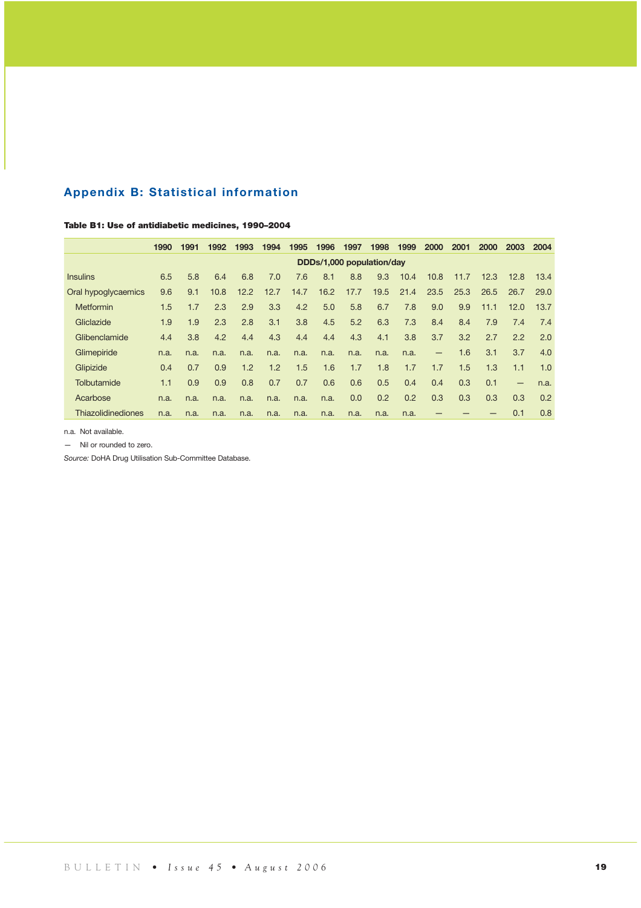## Appendix B: Statistical information

**Table B1: Use of antidiabetic medicines, 1990–2004**

| | 1990 | 1991 | 1992 | 1993 | 1994 | 1995 | 1996 | 1997 | 1998 | 1999 | 2000 | 2001 | 2000 | 2003 | 2004 |
|---|---|---|---|---|---|---|---|---|---|---|---|---|---|---|---|
| | DDDs/1,000 population/day | | | | | | | | | | | | | | |
| Insulins | 6.5 | 5.8 | 6.4 | 6.8 | 7.0 | 7.6 | 8.1 | 8.8 | 9.3 | 10.4 | 10.8 | 11.7 | 12.3 | 12.8 | 13.4 |
| Oral hypoglycaemics | 9.6 | 9.1 | 10.8 | 12.2 | 12.7 | 14.7 | 16.2 | 17.7 | 19.5 | 21.4 | 23.5 | 25.3 | 26.5 | 26.7 | 29.0 |
| Metformin | 1.5 | 1.7 | 2.3 | 2.9 | 3.3 | 4.2 | 5.0 | 5.8 | 6.7 | 7.8 | 9.0 | 9.9 | 11.1 | 12.0 | 13.7 |
| Gliclazide | 1.9 | 1.9 | 2.3 | 2.8 | 3.1 | 3.8 | 4.5 | 5.2 | 6.3 | 7.3 | 8.4 | 8.4 | 7.9 | 7.4 | 7.4 |
| Glibenclamide | 4.4 | 3.8 | 4.2 | 4.4 | 4.3 | 4.4 | 4.4 | 4.3 | 4.1 | 3.8 | 3.7 | 3.2 | 2.7 | 2.2 | 2.0 |
| Glimepiride | n.a. | n.a. | n.a. | n.a. | n.a. | n.a. | n.a. | n.a. | n.a. | n.a. | — | 1.6 | 3.1 | 3.7 | 4.0 |
| Glipizide | 0.4 | 0.7 | 0.9 | 1.2 | 1.2 | 1.5 | 1.6 | 1.7 | 1.8 | 1.7 | 1.7 | 1.5 | 1.3 | 1.1 | 1.0 |
| Tolbutamide | 1.1 | 0.9 | 0.9 | 0.8 | 0.7 | 0.7 | 0.6 | 0.6 | 0.5 | 0.4 | 0.4 | 0.3 | 0.1 | — | n.a. |
| Acarbose | n.a. | n.a. | n.a. | n.a. | n.a. | n.a. | n.a. | 0.0 | 0.2 | 0.2 | 0.3 | 0.3 | 0.3 | 0.3 | 0.2 |
| Thiazolidinediones | n.a. | n.a. | n.a. | n.a. | n.a. | n.a. | n.a. | n.a. | n.a. | n.a. | — | — | — | 0.1 | 0.8 |

n.a. Not available.

— Nil or rounded to zero.

*Source:* DoHA Drug Utilisation Sub-Committee Database.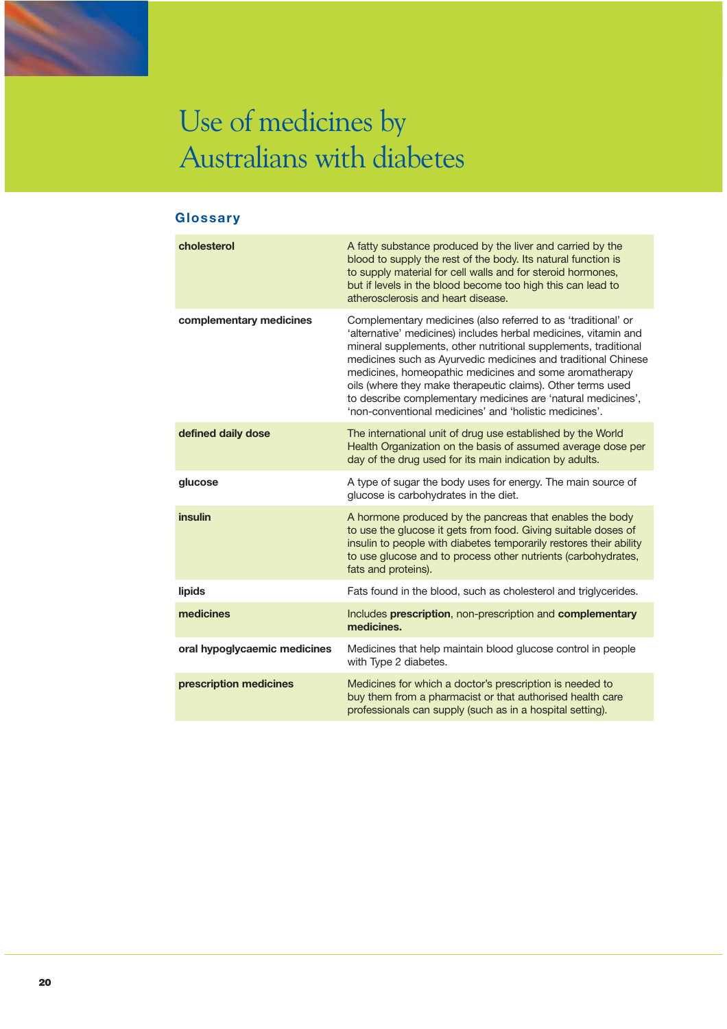# Use of medicines by Australians with diabetes

## Glossary

| | |
|---|---|
| **cholesterol** | A fatty substance produced by the liver and carried by the blood to supply the rest of the body. Its natural function is to supply material for cell walls and for steroid hormones, but if levels in the blood become too high this can lead to atherosclerosis and heart disease. |
| **complementary medicines** | Complementary medicines (also referred to as 'traditional' or 'alternative' medicines) includes herbal medicines, vitamin and mineral supplements, other nutritional supplements, traditional medicines such as Ayurvedic medicines and traditional Chinese medicines, homeopathic medicines and some aromatherapy oils (where they make therapeutic claims). Other terms used to describe complementary medicines are 'natural medicines', 'non-conventional medicines' and 'holistic medicines'. |
| **defined daily dose** | The international unit of drug use established by the World Health Organization on the basis of assumed average dose per day of the drug used for its main indication by adults. |
| **glucose** | A type of sugar the body uses for energy. The main source of glucose is carbohydrates in the diet. |
| **insulin** | A hormone produced by the pancreas that enables the body to use the glucose it gets from food. Giving suitable doses of insulin to people with diabetes temporarily restores their ability to use glucose and to process other nutrients (carbohydrates, fats and proteins). |
| **lipids** | Fats found in the blood, such as cholesterol and triglycerides. |
| **medicines** | Includes **prescription**, non-prescription and **complementary medicines.** |
| **oral hypoglycaemic medicines** | Medicines that help maintain blood glucose control in people with Type 2 diabetes. |
| **prescription medicines** | Medicines for which a doctor's prescription is needed to buy them from a pharmacist or that authorised health care professionals can supply (such as in a hospital setting). |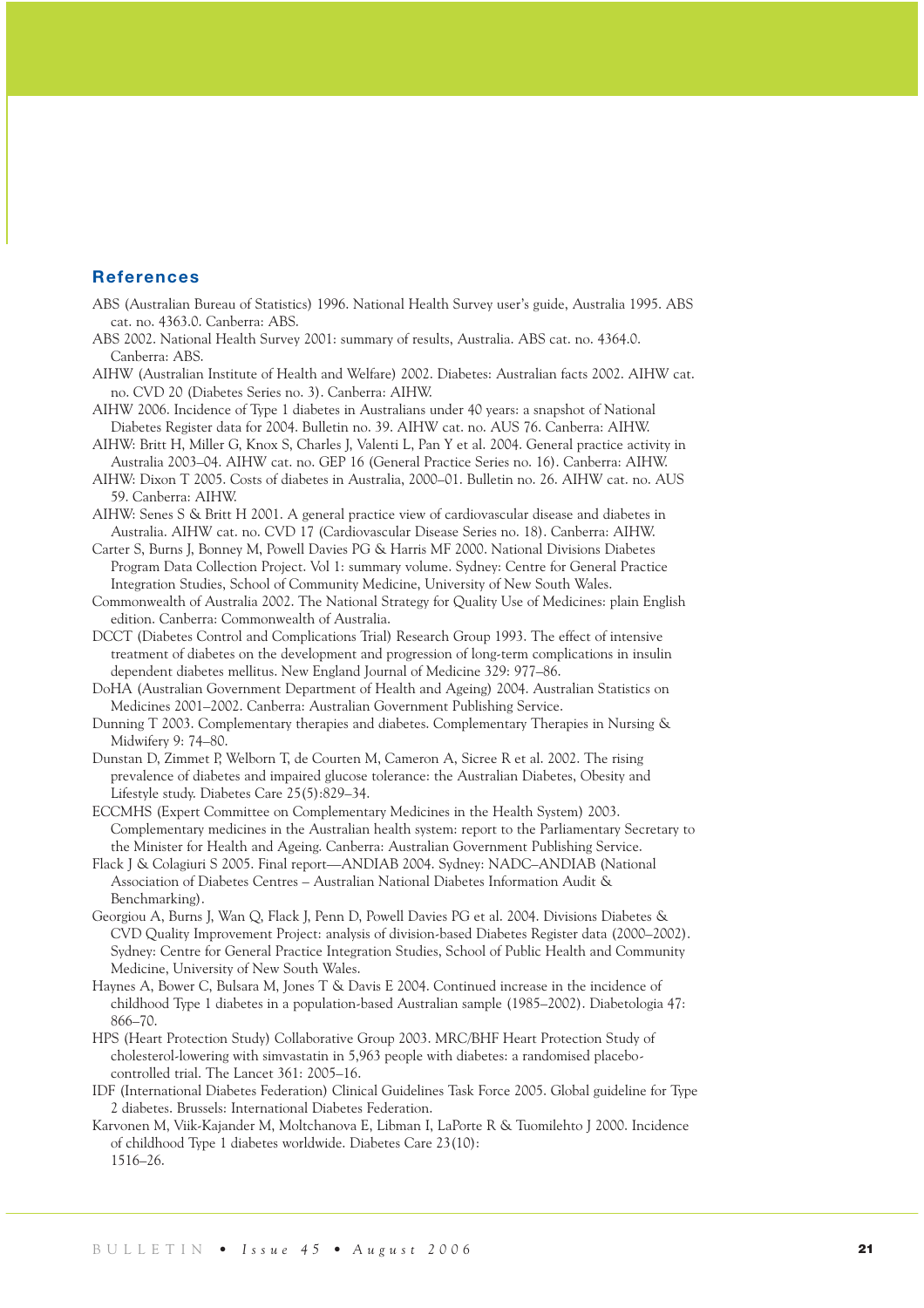## References

ABS (Australian Bureau of Statistics) 1996. National Health Survey user's guide, Australia 1995. ABS cat. no. 4363.0. Canberra: ABS.

ABS 2002. National Health Survey 2001: summary of results, Australia. ABS cat. no. 4364.0. Canberra: ABS.

AIHW (Australian Institute of Health and Welfare) 2002. Diabetes: Australian facts 2002. AIHW cat. no. CVD 20 (Diabetes Series no. 3). Canberra: AIHW.

AIHW 2006. Incidence of Type 1 diabetes in Australians under 40 years: a snapshot of National Diabetes Register data for 2004. Bulletin no. 39. AIHW cat. no. AUS 76. Canberra: AIHW.

AIHW: Britt H, Miller G, Knox S, Charles J, Valenti L, Pan Y et al. 2004. General practice activity in Australia 2003–04. AIHW cat. no. GEP 16 (General Practice Series no. 16). Canberra: AIHW.

AIHW: Dixon T 2005. Costs of diabetes in Australia, 2000–01. Bulletin no. 26. AIHW cat. no. AUS 59. Canberra: AIHW.

AIHW: Senes S & Britt H 2001. A general practice view of cardiovascular disease and diabetes in Australia. AIHW cat. no. CVD 17 (Cardiovascular Disease Series no. 18). Canberra: AIHW.

Carter S, Burns J, Bonney M, Powell Davies PG & Harris MF 2000. National Divisions Diabetes Program Data Collection Project. Vol 1: summary volume. Sydney: Centre for General Practice Integration Studies, School of Community Medicine, University of New South Wales.

Commonwealth of Australia 2002. The National Strategy for Quality Use of Medicines: plain English edition. Canberra: Commonwealth of Australia.

DCCT (Diabetes Control and Complications Trial) Research Group 1993. The effect of intensive treatment of diabetes on the development and progression of long-term complications in insulin dependent diabetes mellitus. New England Journal of Medicine 329: 977–86.

DoHA (Australian Government Department of Health and Ageing) 2004. Australian Statistics on Medicines 2001–2002. Canberra: Australian Government Publishing Service.

Dunning T 2003. Complementary therapies and diabetes. Complementary Therapies in Nursing & Midwifery 9: 74–80.

Dunstan D, Zimmet P, Welborn T, de Courten M, Cameron A, Sicree R et al. 2002. The rising prevalence of diabetes and impaired glucose tolerance: the Australian Diabetes, Obesity and Lifestyle study. Diabetes Care 25(5):829–34.

ECCMHS (Expert Committee on Complementary Medicines in the Health System) 2003. Complementary medicines in the Australian health system: report to the Parliamentary Secretary to the Minister for Health and Ageing. Canberra: Australian Government Publishing Service.

Flack J & Colagiuri S 2005. Final report—ANDIAB 2004. Sydney: NADC–ANDIAB (National Association of Diabetes Centres – Australian National Diabetes Information Audit & Benchmarking).

Georgiou A, Burns J, Wan Q, Flack J, Penn D, Powell Davies PG et al. 2004. Divisions Diabetes & CVD Quality Improvement Project: analysis of division-based Diabetes Register data (2000–2002). Sydney: Centre for General Practice Integration Studies, School of Public Health and Community Medicine, University of New South Wales.

Haynes A, Bower C, Bulsara M, Jones T & Davis E 2004. Continued increase in the incidence of childhood Type 1 diabetes in a population-based Australian sample (1985–2002). Diabetologia 47: 866–70.

HPS (Heart Protection Study) Collaborative Group 2003. MRC/BHF Heart Protection Study of cholesterol-lowering with simvastatin in 5,963 people with diabetes: a randomised placebo-controlled trial. The Lancet 361: 2005–16.

IDF (International Diabetes Federation) Clinical Guidelines Task Force 2005. Global guideline for Type 2 diabetes. Brussels: International Diabetes Federation.

Karvonen M, Viik-Kajander M, Moltchanova E, Libman I, LaPorte R & Tuomilehto J 2000. Incidence of childhood Type 1 diabetes worldwide. Diabetes Care 23(10): 1516–26.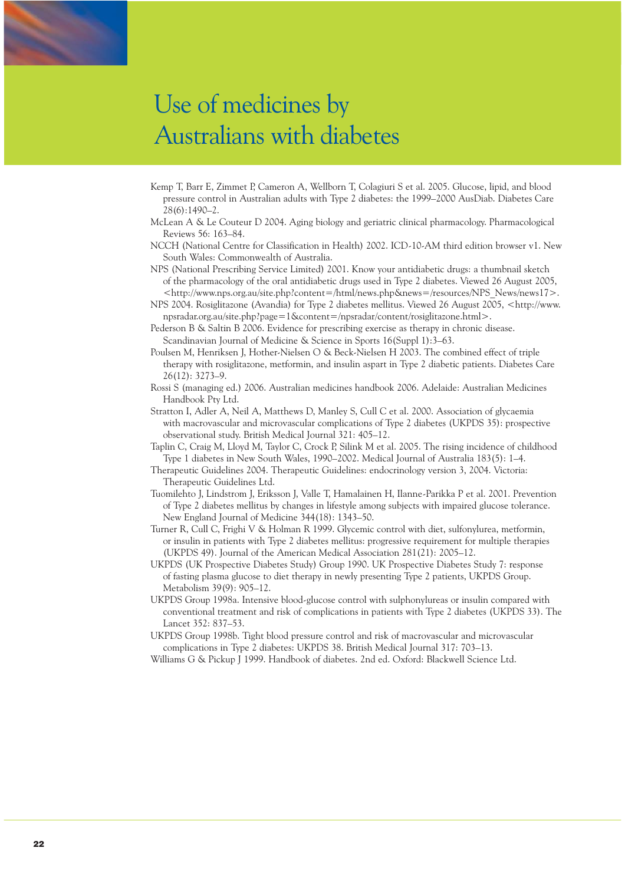Kemp T, Barr E, Zimmet P, Cameron A, Wellborn T, Colagiuri S et al. 2005. Glucose, lipid, and blood pressure control in Australian adults with Type 2 diabetes: the 1999–2000 AusDiab. Diabetes Care 28(6):1490–2.

McLean A & Le Couteur D 2004. Aging biology and geriatric clinical pharmacology. Pharmacological Reviews 56: 163–84.

NCCH (National Centre for Classification in Health) 2002. ICD-10-AM third edition browser v1. New South Wales: Commonwealth of Australia.

NPS (National Prescribing Service Limited) 2001. Know your antidiabetic drugs: a thumbnail sketch of the pharmacology of the oral antidiabetic drugs used in Type 2 diabetes. Viewed 26 August 2005, <http://www.nps.org.au/site.php?content=/html/news.php&news=/resources/NPS_News/news17>.

NPS 2004. Rosiglitazone (Avandia) for Type 2 diabetes mellitus. Viewed 26 August 2005, <http://www.npsradar.org.au/site.php?page=1&content=/npsradar/content/rosiglitazone.html>.

Pederson B & Saltin B 2006. Evidence for prescribing exercise as therapy in chronic disease. Scandinavian Journal of Medicine & Science in Sports 16(Suppl 1):3–63.

Poulsen M, Henriksen J, Hother-Nielsen O & Beck-Nielsen H 2003. The combined effect of triple therapy with rosiglitazone, metformin, and insulin aspart in Type 2 diabetic patients. Diabetes Care 26(12): 3273–9.

Rossi S (managing ed.) 2006. Australian medicines handbook 2006. Adelaide: Australian Medicines Handbook Pty Ltd.

Stratton I, Adler A, Neil A, Matthews D, Manley S, Cull C et al. 2000. Association of glycaemia with macrovascular and microvascular complications of Type 2 diabetes (UKPDS 35): prospective observational study. British Medical Journal 321: 405–12.

Taplin C, Craig M, Lloyd M, Taylor C, Crock P, Silink M et al. 2005. The rising incidence of childhood Type 1 diabetes in New South Wales, 1990–2002. Medical Journal of Australia 183(5): 1–4.

Therapeutic Guidelines 2004. Therapeutic Guidelines: endocrinology version 3, 2004. Victoria: Therapeutic Guidelines Ltd.

Tuomilehto J, Lindstrom J, Eriksson J, Valle T, Hamalainen H, Ilanne-Parikka P et al. 2001. Prevention of Type 2 diabetes mellitus by changes in lifestyle among subjects with impaired glucose tolerance. New England Journal of Medicine 344(18): 1343–50.

Turner R, Cull C, Frighi V & Holman R 1999. Glycemic control with diet, sulfonylurea, metformin, or insulin in patients with Type 2 diabetes mellitus: progressive requirement for multiple therapies (UKPDS 49). Journal of the American Medical Association 281(21): 2005–12.

UKPDS (UK Prospective Diabetes Study) Group 1990. UK Prospective Diabetes Study 7: response of fasting plasma glucose to diet therapy in newly presenting Type 2 patients, UKPDS Group. Metabolism 39(9): 905–12.

UKPDS Group 1998a. Intensive blood-glucose control with sulphonylureas or insulin compared with conventional treatment and risk of complications in patients with Type 2 diabetes (UKPDS 33). The Lancet 352: 837–53.

UKPDS Group 1998b. Tight blood pressure control and risk of macrovascular and microvascular complications in Type 2 diabetes: UKPDS 38. British Medical Journal 317: 703–13.

Williams G & Pickup J 1999. Handbook of diabetes. 2nd ed. Oxford: Blackwell Science Ltd.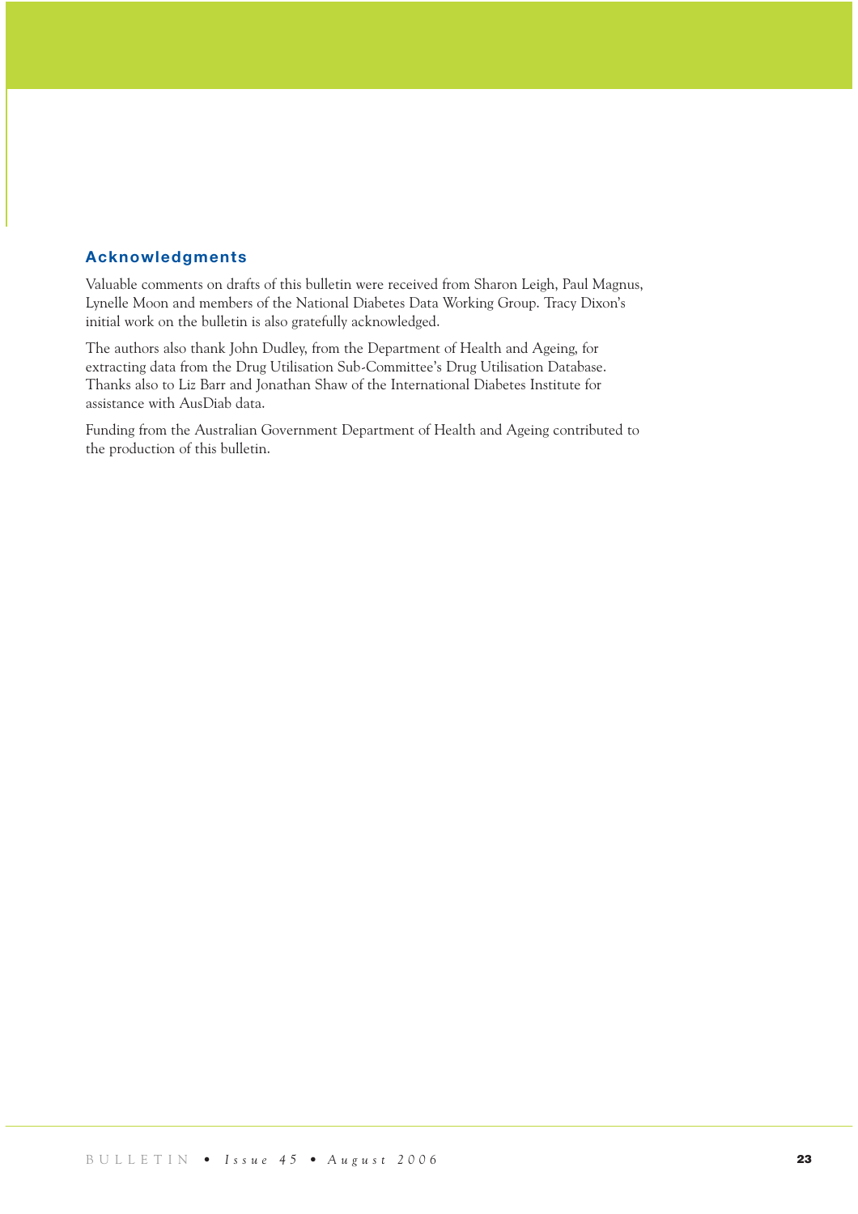## Acknowledgments

Valuable comments on drafts of this bulletin were received from Sharon Leigh, Paul Magnus, Lynelle Moon and members of the National Diabetes Data Working Group. Tracy Dixon's initial work on the bulletin is also gratefully acknowledged.

The authors also thank John Dudley, from the Department of Health and Ageing, for extracting data from the Drug Utilisation Sub-Committee's Drug Utilisation Database. Thanks also to Liz Barr and Jonathan Shaw of the International Diabetes Institute for assistance with AusDiab data.

Funding from the Australian Government Department of Health and Ageing contributed to the production of this bulletin.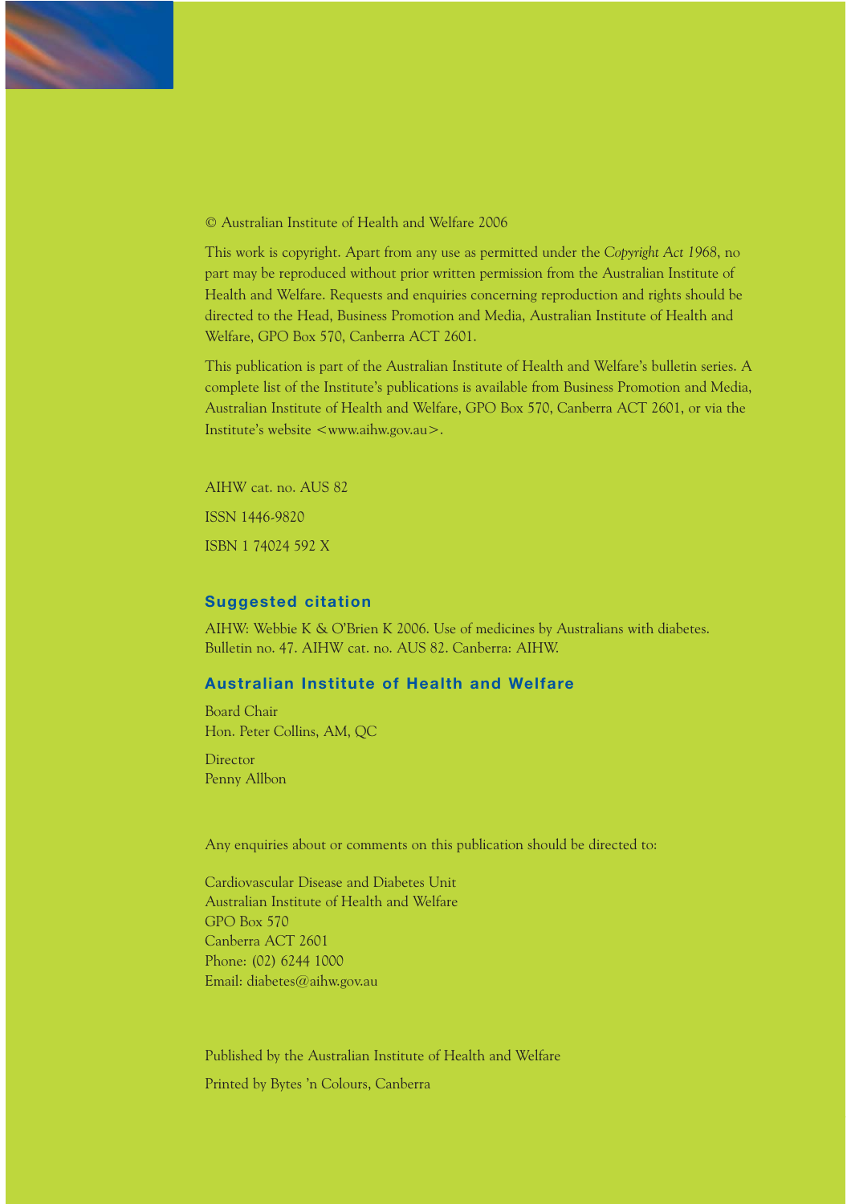© Australian Institute of Health and Welfare 2006

This work is copyright. Apart from any use as permitted under the *Copyright Act 1968*, no part may be reproduced without prior written permission from the Australian Institute of Health and Welfare. Requests and enquiries concerning reproduction and rights should be directed to the Head, Business Promotion and Media, Australian Institute of Health and Welfare, GPO Box 570, Canberra ACT 2601.

This publication is part of the Australian Institute of Health and Welfare's bulletin series. A complete list of the Institute's publications is available from Business Promotion and Media, Australian Institute of Health and Welfare, GPO Box 570, Canberra ACT 2601, or via the Institute's website <www.aihw.gov.au>.

AIHW cat. no. AUS 82

ISSN 1446-9820

ISBN 1 74024 592 X

### Suggested citation

AIHW: Webbie K & O'Brien K 2006. Use of medicines by Australians with diabetes. Bulletin no. 47. AIHW cat. no. AUS 82. Canberra: AIHW.

### Australian Institute of Health and Welfare

Board Chair
Hon. Peter Collins, AM, QC

Director
Penny Allbon

Any enquiries about or comments on this publication should be directed to:

Cardiovascular Disease and Diabetes Unit
Australian Institute of Health and Welfare
GPO Box 570
Canberra ACT 2601
Phone: (02) 6244 1000
Email: diabetes@aihw.gov.au

Published by the Australian Institute of Health and Welfare

Printed by Bytes 'n Colours, Canberra